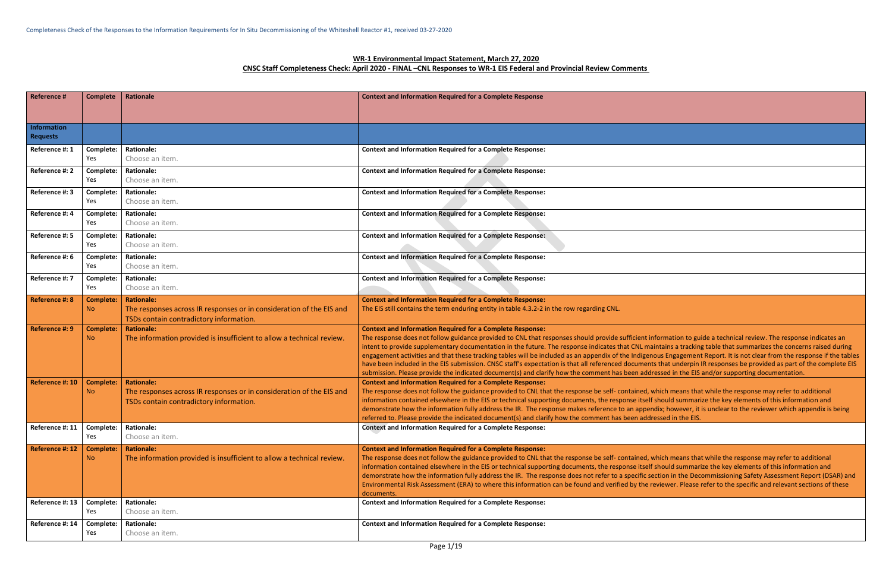Completeness Check of the Responses to the Information Requirements for In Situ Decommissioning of the Whiteshell Reactor #1, received 03-27-2020

**WR-1 Environmental Impact Statement, March 27, 2020**
**CNSC Staff Completeness Check: April 2020 - FINAL –CNL Responses to WR-1 EIS Federal and Provincial Review Comments**

| Reference # | Complete | Rationale | Context and Information Required for a Complete Response |
|---|---|---|---|
| **Information Requests** | | | |
| Reference #: 1 | Complete: Yes | Rationale: Choose an item. | Context and Information Required for a Complete Response: |
| Reference #: 2 | Complete: Yes | Rationale: Choose an item. | Context and Information Required for a Complete Response: |
| Reference #: 3 | Complete: Yes | Rationale: Choose an item. | Context and Information Required for a Complete Response: |
| Reference #: 4 | Complete: Yes | Rationale: Choose an item. | Context and Information Required for a Complete Response: |
| Reference #: 5 | Complete: Yes | Rationale: Choose an item. | Context and Information Required for a Complete Response: |
| Reference #: 6 | Complete: Yes | Rationale: Choose an item. | Context and Information Required for a Complete Response: |
| Reference #: 7 | Complete: Yes | Rationale: Choose an item. | Context and Information Required for a Complete Response: |
| Reference #: 8 | Complete: No | Rationale: The responses across IR responses or in consideration of the EIS and TSDs contain contradictory information. | Context and Information Required for a Complete Response: The EIS still contains the term enduring entity in table 4.3.2-2 in the row regarding CNL. |
| Reference #: 9 | Complete: No | Rationale: The information provided is insufficient to allow a technical review. | Context and Information Required for a Complete Response: The response does not follow guidance provided to CNL that responses should provide sufficient information to guide a technical review. The response indicates an intent to provide supplementary documentation in the future. The response indicates that CNL maintains a tracking table that summarizes the concerns raised during engagement activities and that these tracking tables will be included as an appendix of the Indigenous Engagement Report. It is not clear from the response if the tables have been included in the EIS submission. CNSC staff's expectation is that all referenced documents that underpin IR responses be provided as part of the complete EIS submission. Please provide the indicated document(s) and clarify how the comment has been addressed in the EIS and/or supporting documentation. |
| Reference #: 10 | Complete: No | Rationale: The responses across IR responses or in consideration of the EIS and TSDs contain contradictory information. | Context and Information Required for a Complete Response: The response does not follow the guidance provided to CNL that the response be self- contained, which means that while the response may refer to additional information contained elsewhere in the EIS or technical supporting documents, the response itself should summarize the key elements of this information and demonstrate how the information fully address the IR. The response makes reference to an appendix; however, it is unclear to the reviewer which appendix is being referred to. Please provide the indicated document(s) and clarify how the comment has been addressed in the EIS. |
| Reference #: 11 | Complete: Yes | Rationale: Choose an item. | Context and Information Required for a Complete Response: |
| Reference #: 12 | Complete: No | Rationale: The information provided is insufficient to allow a technical review. | Context and Information Required for a Complete Response: The response does not follow the guidance provided to CNL that the response be self- contained, which means that while the response may refer to additional information contained elsewhere in the EIS or technical supporting documents, the response itself should summarize the key elements of this information and demonstrate how the information fully address the IR. The response does not refer to a specific section in the Decommissioning Safety Assessment Report (DSAR) and Environmental Risk Assessment (ERA) to where this information can be found and verified by the reviewer. Please refer to the specific and relevant sections of these documents. |
| Reference #: 13 | Complete: Yes | Rationale: Choose an item. | Context and Information Required for a Complete Response: |
| Reference #: 14 | Complete: Yes | Rationale: Choose an item. | Context and Information Required for a Complete Response: |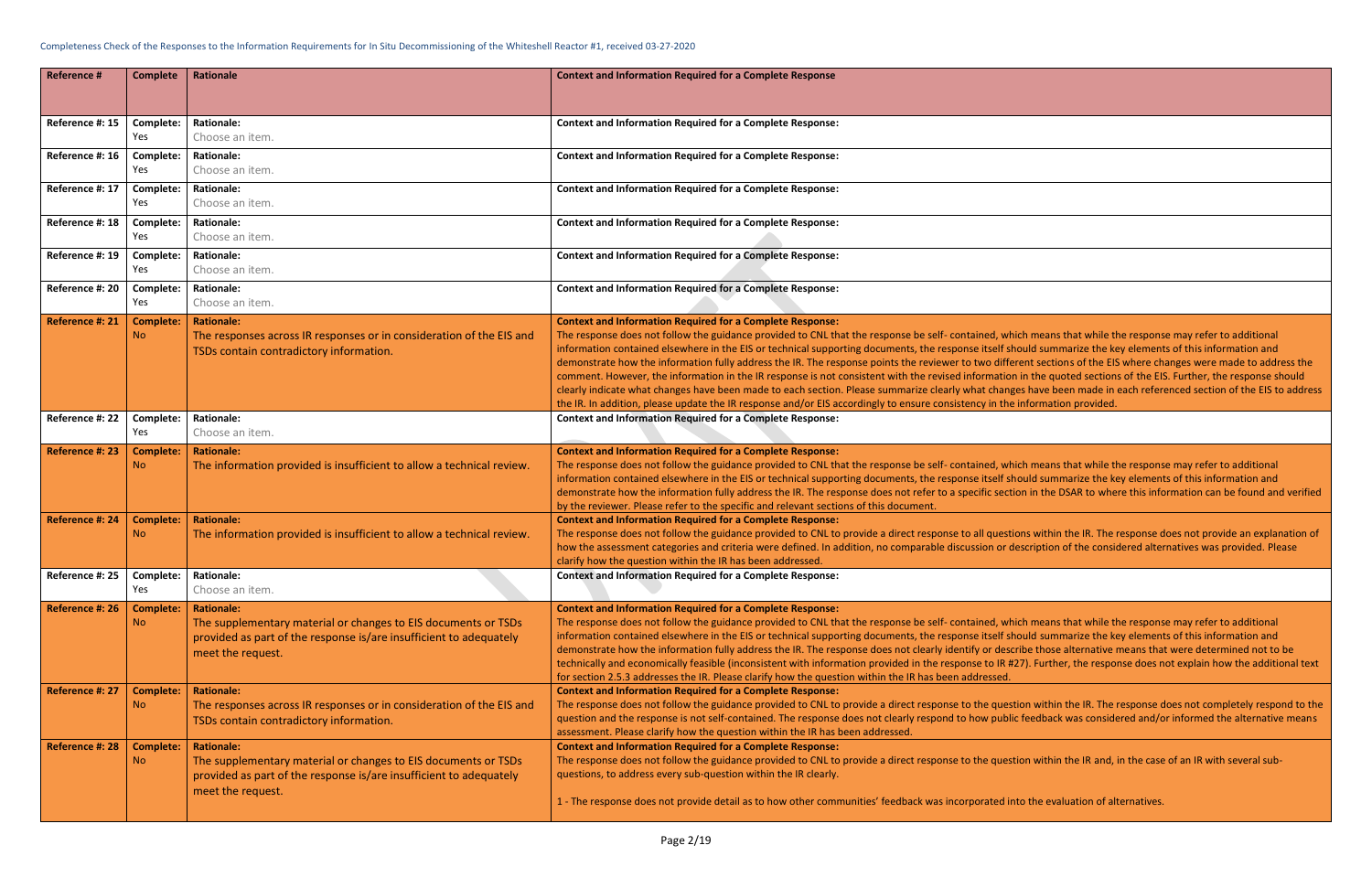Completeness Check of the Responses to the Information Requirements for In Situ Decommissioning of the Whiteshell Reactor #1, received 03-27-2020

| Reference # | Complete | Rationale | Context and Information Required for a Complete Response |
|---|---|---|---|
| Reference #: 15 | Complete: Yes | Rationale: Choose an item. | Context and Information Required for a Complete Response: |
| Reference #: 16 | Complete: Yes | Rationale: Choose an item. | Context and Information Required for a Complete Response: |
| Reference #: 17 | Complete: Yes | Rationale: Choose an item. | Context and Information Required for a Complete Response: |
| Reference #: 18 | Complete: Yes | Rationale: Choose an item. | Context and Information Required for a Complete Response: |
| Reference #: 19 | Complete: Yes | Rationale: Choose an item. | Context and Information Required for a Complete Response: |
| Reference #: 20 | Complete: Yes | Rationale: Choose an item. | Context and Information Required for a Complete Response: |
| Reference #: 21 | Complete: No | Rationale: The responses across IR responses or in consideration of the EIS and TSDs contain contradictory information. | Context and Information Required for a Complete Response: The response does not follow the guidance provided to CNL that the response be self- contained, which means that while the response may refer to additional information contained elsewhere in the EIS or technical supporting documents, the response itself should summarize the key elements of this information and demonstrate how the information fully address the IR. The response points the reviewer to two different sections of the EIS where changes were made to address the comment. However, the information in the IR response is not consistent with the revised information in the quoted sections of the EIS. Further, the response should clearly indicate what changes have been made to each section. Please summarize clearly what changes have been made in each referenced section of the EIS to address the IR. In addition, please update the IR response and/or EIS accordingly to ensure consistency in the information provided. |
| Reference #: 22 | Complete: Yes | Rationale: Choose an item. | Context and Information Required for a Complete Response: |
| Reference #: 23 | Complete: No | Rationale: The information provided is insufficient to allow a technical review. | Context and Information Required for a Complete Response: The response does not follow the guidance provided to CNL that the response be self- contained, which means that while the response may refer to additional information contained elsewhere in the EIS or technical supporting documents, the response itself should summarize the key elements of this information and demonstrate how the information fully address the IR. The response does not refer to a specific section in the DSAR to where this information can be found and verified by the reviewer. Please refer to the specific and relevant sections of this document. |
| Reference #: 24 | Complete: No | Rationale: The information provided is insufficient to allow a technical review. | Context and Information Required for a Complete Response: The response does not follow the guidance provided to CNL to provide a direct response to all questions within the IR. The response does not provide an explanation of how the assessment categories and criteria were defined. In addition, no comparable discussion or description of the considered alternatives was provided. Please clarify how the question within the IR has been addressed. |
| Reference #: 25 | Complete: Yes | Rationale: Choose an item. | Context and Information Required for a Complete Response: |
| Reference #: 26 | Complete: No | Rationale: The supplementary material or changes to EIS documents or TSDs provided as part of the response is/are insufficient to adequately meet the request. | Context and Information Required for a Complete Response: The response does not follow the guidance provided to CNL that the response be self- contained, which means that while the response may refer to additional information contained elsewhere in the EIS or technical supporting documents, the response itself should summarize the key elements of this information and demonstrate how the information fully address the IR. The response does not clearly identify or describe those alternative means that were determined not to be technically and economically feasible (inconsistent with information provided in the response to IR #27). Further, the response does not explain how the additional text for section 2.5.3 addresses the IR. Please clarify how the question within the IR has been addressed. |
| Reference #: 27 | Complete: No | Rationale: The responses across IR responses or in consideration of the EIS and TSDs contain contradictory information. | Context and Information Required for a Complete Response: The response does not follow the guidance provided to CNL to provide a direct response to the question within the IR. The response does not completely respond to the question and the response is not self-contained. The response does not clearly respond to how public feedback was considered and/or informed the alternative means assessment. Please clarify how the question within the IR has been addressed. |
| Reference #: 28 | Complete: No | Rationale: The supplementary material or changes to EIS documents or TSDs provided as part of the response is/are insufficient to adequately meet the request. | Context and Information Required for a Complete Response: The response does not follow the guidance provided to CNL to provide a direct response to the question within the IR and, in the case of an IR with several sub-questions, to address every sub-question within the IR clearly.<br><br>1 - The response does not provide detail as to how other communities' feedback was incorporated into the evaluation of alternatives. |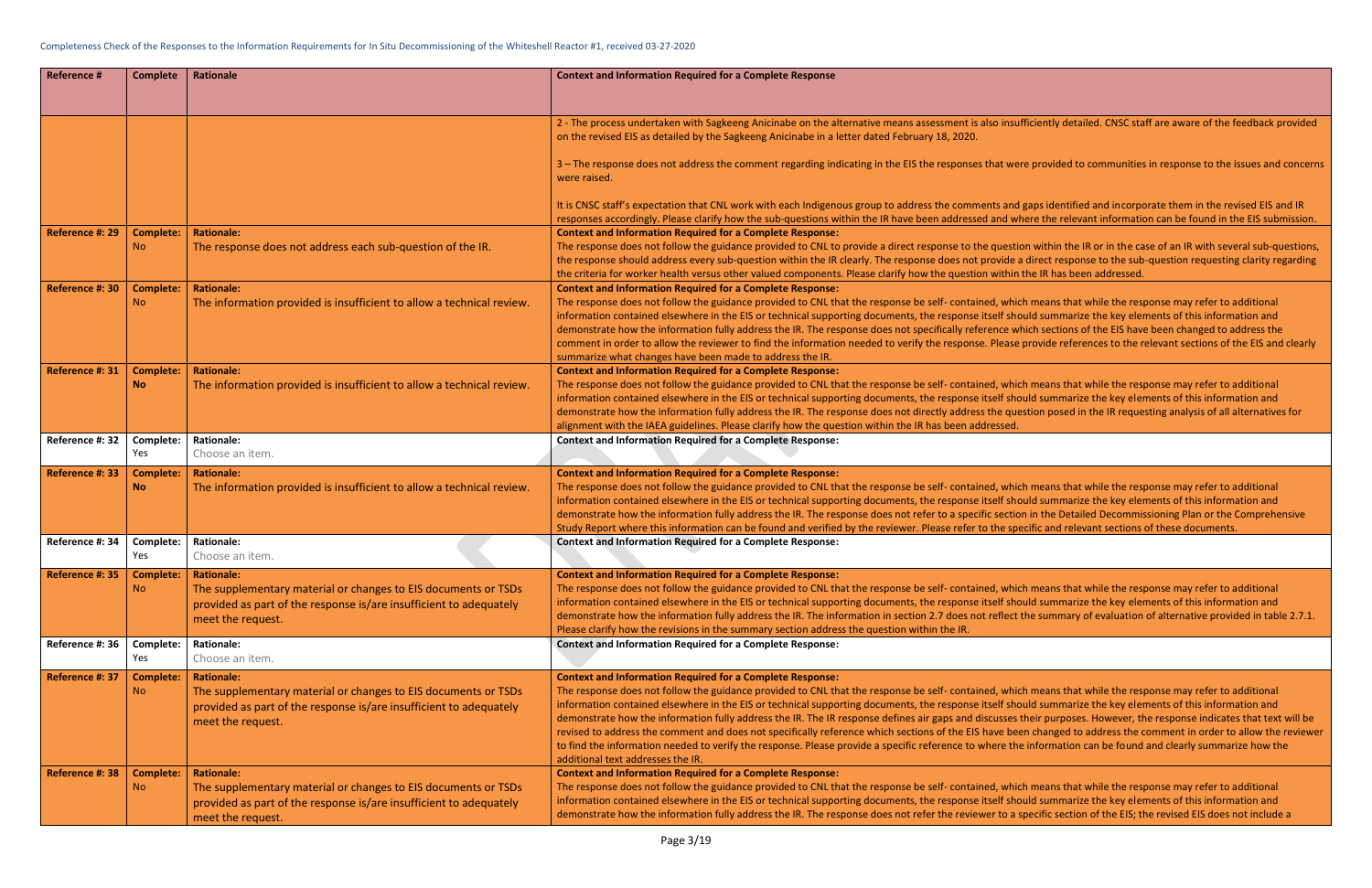| Reference # | Complete | Rationale | Context and Information Required for a Complete Response |
|---|---|---|---|
| | | | 2 - The process undertaken with Sagkeeng Anicinabe on the alternative means assessment is also insufficiently detailed. CNSC staff are aware of the feedback provided on the revised EIS as detailed by the Sagkeeng Anicinabe in a letter dated February 18, 2020.<br><br>3 – The response does not address the comment regarding indicating in the EIS the responses that were provided to communities in response to the issues and concerns were raised.<br><br>It is CNSC staff's expectation that CNL work with each Indigenous group to address the comments and gaps identified and incorporate them in the revised EIS and IR responses accordingly. Please clarify how the sub-questions within the IR have been addressed and where the relevant information can be found in the EIS submission. |
| **Reference #: 29** | **Complete:** No | **Rationale:** The response does not address each sub-question of the IR. | **Context and Information Required for a Complete Response:** The response does not follow the guidance provided to CNL to provide a direct response to the question within the IR or in the case of an IR with several sub-questions, the response should address every sub-question within the IR clearly. The response does not provide a direct response to the sub-question requesting clarity regarding the criteria for worker health versus other valued components. Please clarify how the question within the IR has been addressed. |
| **Reference #: 30** | **Complete:** No | **Rationale:** The information provided is insufficient to allow a technical review. | **Context and Information Required for a Complete Response:** The response does not follow the guidance provided to CNL that the response be self- contained, which means that while the response may refer to additional information contained elsewhere in the EIS or technical supporting documents, the response itself should summarize the key elements of this information and demonstrate how the information fully address the IR. The response does not specifically reference which sections of the EIS have been changed to address the comment in order to allow the reviewer to find the information needed to verify the response. Please provide references to the relevant sections of the EIS and clearly summarize what changes have been made to address the IR. |
| **Reference #: 31** | **Complete:** **No** | **Rationale:** The information provided is insufficient to allow a technical review. | **Context and Information Required for a Complete Response:** The response does not follow the guidance provided to CNL that the response be self- contained, which means that while the response may refer to additional information contained elsewhere in the EIS or technical supporting documents, the response itself should summarize the key elements of this information and demonstrate how the information fully address the IR. The response does not directly address the question posed in the IR requesting analysis of all alternatives for alignment with the IAEA guidelines. Please clarify how the question within the IR has been addressed. |
| **Reference #: 32** | **Complete:** Yes | **Rationale:** Choose an item. | **Context and Information Required for a Complete Response:** |
| **Reference #: 33** | **Complete:** **No** | **Rationale:** The information provided is insufficient to allow a technical review. | **Context and Information Required for a Complete Response:** The response does not follow the guidance provided to CNL that the response be self- contained, which means that while the response may refer to additional information contained elsewhere in the EIS or technical supporting documents, the response itself should summarize the key elements of this information and demonstrate how the information fully address the IR. The response does not refer to a specific section in the Detailed Decommissioning Plan or the Comprehensive Study Report where this information can be found and verified by the reviewer. Please refer to the specific and relevant sections of these documents. |
| **Reference #: 34** | **Complete:** Yes | **Rationale:** Choose an item. | **Context and Information Required for a Complete Response:** |
| **Reference #: 35** | **Complete:** No | **Rationale:** The supplementary material or changes to EIS documents or TSDs provided as part of the response is/are insufficient to adequately meet the request. | **Context and Information Required for a Complete Response:** The response does not follow the guidance provided to CNL that the response be self- contained, which means that while the response may refer to additional information contained elsewhere in the EIS or technical supporting documents, the response itself should summarize the key elements of this information and demonstrate how the information fully address the IR. The information in section 2.7 does not reflect the summary of evaluation of alternative provided in table 2.7.1. Please clarify how the revisions in the summary section address the question within the IR. |
| **Reference #: 36** | **Complete:** Yes | **Rationale:** Choose an item. | **Context and Information Required for a Complete Response:** |
| **Reference #: 37** | **Complete:** No | **Rationale:** The supplementary material or changes to EIS documents or TSDs provided as part of the response is/are insufficient to adequately meet the request. | **Context and Information Required for a Complete Response:** The response does not follow the guidance provided to CNL that the response be self- contained, which means that while the response may refer to additional information contained elsewhere in the EIS or technical supporting documents, the response itself should summarize the key elements of this information and demonstrate how the information fully address the IR. The IR response defines air gaps and discusses their purposes. However, the response indicates that text will be revised to address the comment and does not specifically reference which sections of the EIS have been changed to address the comment in order to allow the reviewer to find the information needed to verify the response. Please provide a specific reference to where the information can be found and clearly summarize how the additional text addresses the IR. |
| **Reference #: 38** | **Complete:** No | **Rationale:** The supplementary material or changes to EIS documents or TSDs provided as part of the response is/are insufficient to adequately meet the request. | **Context and Information Required for a Complete Response:** The response does not follow the guidance provided to CNL that the response be self- contained, which means that while the response may refer to additional information contained elsewhere in the EIS or technical supporting documents, the response itself should summarize the key elements of this information and demonstrate how the information fully address the IR. The response does not refer the reviewer to a specific section of the EIS; the revised EIS does not include a |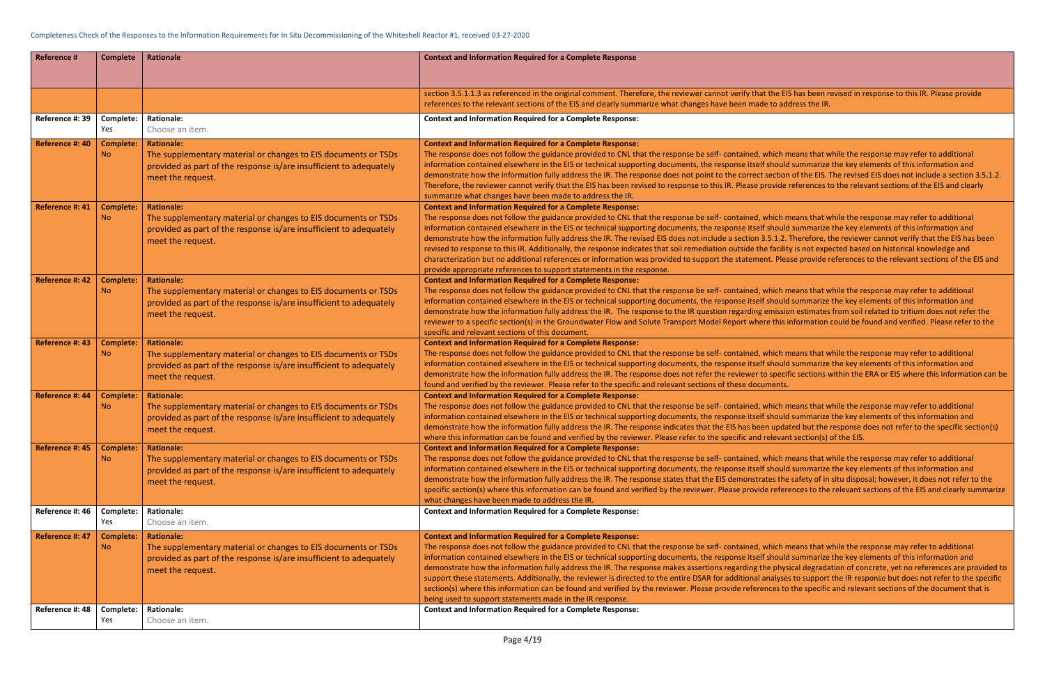| Reference # | Complete | Rationale | Context and Information Required for a Complete Response |
|---|---|---|---|
| | | | section 3.5.1.1.3 as referenced in the original comment. Therefore, the reviewer cannot verify that the EIS has been revised in response to this IR. Please provide references to the relevant sections of the EIS and clearly summarize what changes have been made to address the IR. |
| Reference #: 39 | Complete: Yes | Rationale: Choose an item. | Context and Information Required for a Complete Response: |
| Reference #: 40 | Complete: No | Rationale: The supplementary material or changes to EIS documents or TSDs provided as part of the response is/are insufficient to adequately meet the request. | Context and Information Required for a Complete Response: The response does not follow the guidance provided to CNL that the response be self- contained, which means that while the response may refer to additional information contained elsewhere in the EIS or technical supporting documents, the response itself should summarize the key elements of this information and demonstrate how the information fully address the IR. The response does not point to the correct section of the EIS. The revised EIS does not include a section 3.5.1.2. Therefore, the reviewer cannot verify that the EIS has been revised to response to this IR. Please provide references to the relevant sections of the EIS and clearly summarize what changes have been made to address the IR. |
| Reference #: 41 | Complete: No | Rationale: The supplementary material or changes to EIS documents or TSDs provided as part of the response is/are insufficient to adequately meet the request. | Context and Information Required for a Complete Response: The response does not follow the guidance provided to CNL that the response be self- contained, which means that while the response may refer to additional information contained elsewhere in the EIS or technical supporting documents, the response itself should summarize the key elements of this information and demonstrate how the information fully address the IR. The revised EIS does not include a section 3.5.1.2. Therefore, the reviewer cannot verify that the EIS has been revised to response to this IR. Additionally, the response indicates that soil remediation outside the facility is not expected based on historical knowledge and characterization but no additional references or information was provided to support the statement. Please provide references to the relevant sections of the EIS and provide appropriate references to support statements in the response. |
| Reference #: 42 | Complete: No | Rationale: The supplementary material or changes to EIS documents or TSDs provided as part of the response is/are insufficient to adequately meet the request. | Context and Information Required for a Complete Response: The response does not follow the guidance provided to CNL that the response be self- contained, which means that while the response may refer to additional information contained elsewhere in the EIS or technical supporting documents, the response itself should summarize the key elements of this information and demonstrate how the information fully address the IR. The response to the IR question regarding emission estimates from soil related to tritium does not refer the reviewer to a specific section(s) in the Groundwater Flow and Solute Transport Model Report where this information could be found and verified. Please refer to the specific and relevant sections of this document. |
| Reference #: 43 | Complete: No | Rationale: The supplementary material or changes to EIS documents or TSDs provided as part of the response is/are insufficient to adequately meet the request. | Context and Information Required for a Complete Response: The response does not follow the guidance provided to CNL that the response be self- contained, which means that while the response may refer to additional information contained elsewhere in the EIS or technical supporting documents, the response itself should summarize the key elements of this information and demonstrate how the information fully address the IR. The response does not refer the reviewer to specific sections within the ERA or EIS where this information can be found and verified by the reviewer. Please refer to the specific and relevant sections of these documents. |
| Reference #: 44 | Complete: No | Rationale: The supplementary material or changes to EIS documents or TSDs provided as part of the response is/are insufficient to adequately meet the request. | Context and Information Required for a Complete Response: The response does not follow the guidance provided to CNL that the response be self- contained, which means that while the response may refer to additional information contained elsewhere in the EIS or technical supporting documents, the response itself should summarize the key elements of this information and demonstrate how the information fully address the IR. The response indicates that the EIS has been updated but the response does not refer to the specific section(s) where this information can be found and verified by the reviewer. Please refer to the specific and relevant section(s) of the EIS. |
| Reference #: 45 | Complete: No | Rationale: The supplementary material or changes to EIS documents or TSDs provided as part of the response is/are insufficient to adequately meet the request. | Context and Information Required for a Complete Response: The response does not follow the guidance provided to CNL that the response be self- contained, which means that while the response may refer to additional information contained elsewhere in the EIS or technical supporting documents, the response itself should summarize the key elements of this information and demonstrate how the information fully address the IR. The response states that the EIS demonstrates the safety of in situ disposal; however, it does not refer to the specific section(s) where this information can be found and verified by the reviewer. Please provide references to the relevant sections of the EIS and clearly summarize what changes have been made to address the IR. |
| Reference #: 46 | Complete: Yes | Rationale: Choose an item. | Context and Information Required for a Complete Response: |
| Reference #: 47 | Complete: No | Rationale: The supplementary material or changes to EIS documents or TSDs provided as part of the response is/are insufficient to adequately meet the request. | Context and Information Required for a Complete Response: The response does not follow the guidance provided to CNL that the response be self- contained, which means that while the response may refer to additional information contained elsewhere in the EIS or technical supporting documents, the response itself should summarize the key elements of this information and demonstrate how the information fully address the IR. The response makes assertions regarding the physical degradation of concrete, yet no references are provided to support these statements. Additionally, the reviewer is directed to the entire DSAR for additional analyses to support the IR response but does not refer to the specific section(s) where this information can be found and verified by the reviewer. Please provide references to the specific and relevant sections of the document that is being used to support statements made in the IR response. |
| Reference #: 48 | Complete: Yes | Rationale: Choose an item. | Context and Information Required for a Complete Response: |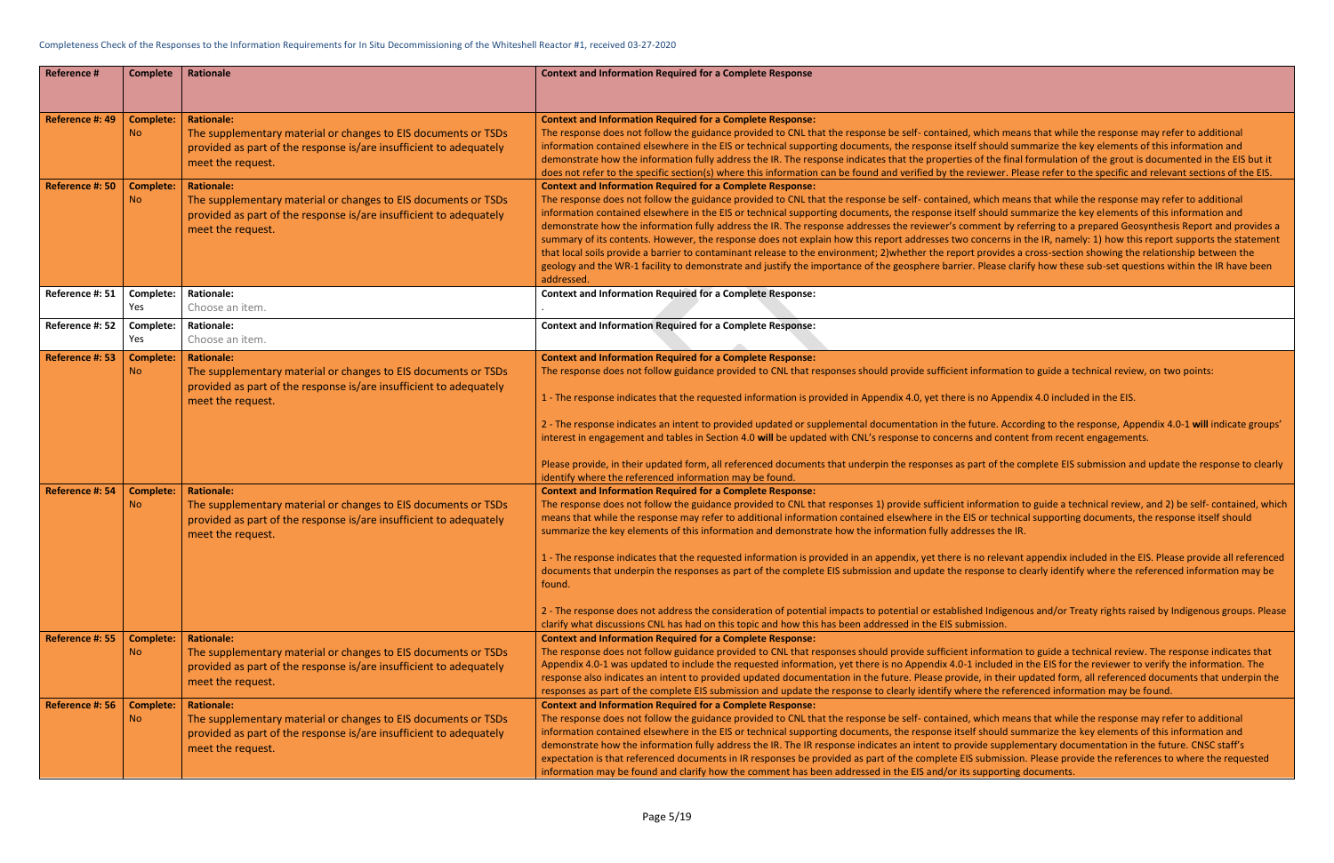Completeness Check of the Responses to the Information Requirements for In Situ Decommissioning of the Whiteshell Reactor #1, received 03-27-2020

| Reference # | Complete | Rationale | Context and Information Required for a Complete Response |
|---|---|---|---|
| Reference #: 49 | Complete: No | Rationale: The supplementary material or changes to EIS documents or TSDs provided as part of the response is/are insufficient to adequately meet the request. | Context and Information Required for a Complete Response: The response does not follow the guidance provided to CNL that the response be self- contained, which means that while the response may refer to additional information contained elsewhere in the EIS or technical supporting documents, the response itself should summarize the key elements of this information and demonstrate how the information fully address the IR. The response indicates that the properties of the final formulation of the grout is documented in the EIS but it does not refer to the specific section(s) where this information can be found and verified by the reviewer. Please refer to the specific and relevant sections of the EIS. |
| Reference #: 50 | Complete: No | Rationale: The supplementary material or changes to EIS documents or TSDs provided as part of the response is/are insufficient to adequately meet the request. | Context and Information Required for a Complete Response: The response does not follow the guidance provided to CNL that the response be self- contained, which means that while the response may refer to additional information contained elsewhere in the EIS or technical supporting documents, the response itself should summarize the key elements of this information and demonstrate how the information fully address the IR. The response addresses the reviewer's comment by referring to a prepared Geosynthesis Report and provides a summary of its contents. However, the response does not explain how this report addresses two concerns in the IR, namely: 1) how this report supports the statement that local soils provide a barrier to contaminant release to the environment; 2)whether the report provides a cross-section showing the relationship between the geology and the WR-1 facility to demonstrate and justify the importance of the geosphere barrier. Please clarify how these sub-set questions within the IR have been addressed. |
| Reference #: 51 | Complete: Yes | Rationale: Choose an item. | Context and Information Required for a Complete Response: . |
| Reference #: 52 | Complete: Yes | Rationale: Choose an item. | Context and Information Required for a Complete Response: |
| Reference #: 53 | Complete: No | Rationale: The supplementary material or changes to EIS documents or TSDs provided as part of the response is/are insufficient to adequately meet the request. | Context and Information Required for a Complete Response: The response does not follow guidance provided to CNL that responses should provide sufficient information to guide a technical review, on two points:<br><br>1 - The response indicates that the requested information is provided in Appendix 4.0, yet there is no Appendix 4.0 included in the EIS.<br><br>2 - The response indicates an intent to provided updated or supplemental documentation in the future. According to the response, Appendix 4.0-1 **will** indicate groups' interest in engagement and tables in Section 4.0 **will** be updated with CNL's response to concerns and content from recent engagements.<br><br>Please provide, in their updated form, all referenced documents that underpin the responses as part of the complete EIS submission and update the response to clearly identify where the referenced information may be found. |
| Reference #: 54 | Complete: No | Rationale: The supplementary material or changes to EIS documents or TSDs provided as part of the response is/are insufficient to adequately meet the request. | Context and Information Required for a Complete Response: The response does not follow the guidance provided to CNL that responses 1) provide sufficient information to guide a technical review, and 2) be self- contained, which means that while the response may refer to additional information contained elsewhere in the EIS or technical supporting documents, the response itself should summarize the key elements of this information and demonstrate how the information fully addresses the IR.<br><br>1 - The response indicates that the requested information is provided in an appendix, yet there is no relevant appendix included in the EIS. Please provide all referenced documents that underpin the responses as part of the complete EIS submission and update the response to clearly identify where the referenced information may be found.<br><br>2 - The response does not address the consideration of potential impacts to potential or established Indigenous and/or Treaty rights raised by Indigenous groups. Please clarify what discussions CNL has had on this topic and how this has been addressed in the EIS submission. |
| Reference #: 55 | Complete: No | Rationale: The supplementary material or changes to EIS documents or TSDs provided as part of the response is/are insufficient to adequately meet the request. | Context and Information Required for a Complete Response: The response does not follow guidance provided to CNL that responses should provide sufficient information to guide a technical review. The response indicates that Appendix 4.0-1 was updated to include the requested information, yet there is no Appendix 4.0-1 included in the EIS for the reviewer to verify the information. The response also indicates an intent to provided updated documentation in the future. Please provide, in their updated form, all referenced documents that underpin the responses as part of the complete EIS submission and update the response to clearly identify where the referenced information may be found. |
| Reference #: 56 | Complete: No | Rationale: The supplementary material or changes to EIS documents or TSDs provided as part of the response is/are insufficient to adequately meet the request. | Context and Information Required for a Complete Response: The response does not follow the guidance provided to CNL that the response be self- contained, which means that while the response may refer to additional information contained elsewhere in the EIS or technical supporting documents, the response itself should summarize the key elements of this information and demonstrate how the information fully address the IR. The IR response indicates an intent to provide supplementary documentation in the future. CNSC staff's expectation is that referenced documents in IR responses be provided as part of the complete EIS submission. Please provide the references to where the requested information may be found and clarify how the comment has been addressed in the EIS and/or its supporting documents. |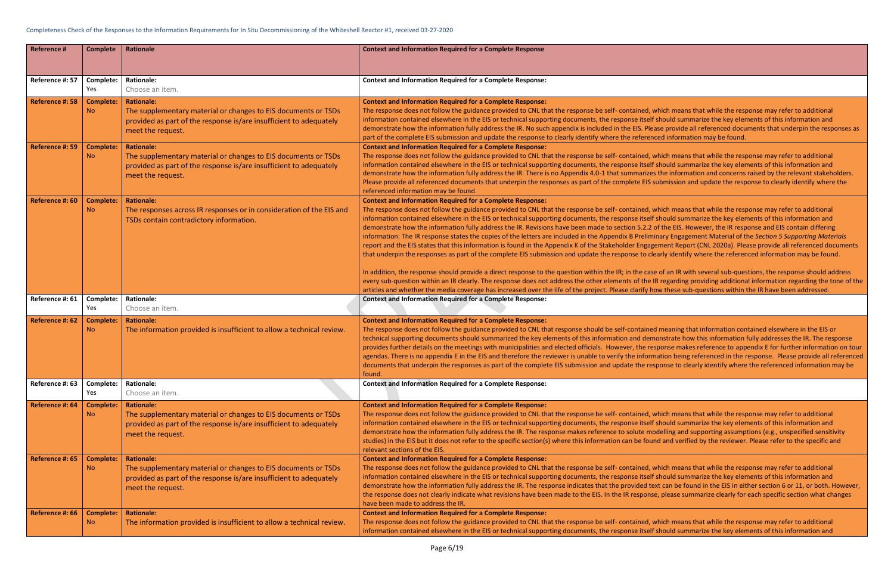Completeness Check of the Responses to the Information Requirements for In Situ Decommissioning of the Whiteshell Reactor #1, received 03-27-2020

| Reference # | Complete | Rationale | Context and Information Required for a Complete Response |
|---|---|---|---|
| Reference #: 57 | Complete: Yes | Rationale: Choose an item. | Context and Information Required for a Complete Response: |
| Reference #: 58 | Complete: No | Rationale: The supplementary material or changes to EIS documents or TSDs provided as part of the response is/are insufficient to adequately meet the request. | Context and Information Required for a Complete Response: The response does not follow the guidance provided to CNL that the response be self- contained, which means that while the response may refer to additional information contained elsewhere in the EIS or technical supporting documents, the response itself should summarize the key elements of this information and demonstrate how the information fully address the IR. No such appendix is included in the EIS. Please provide all referenced documents that underpin the responses as part of the complete EIS submission and update the response to clearly identify where the referenced information may be found. |
| Reference #: 59 | Complete: No | Rationale: The supplementary material or changes to EIS documents or TSDs provided as part of the response is/are insufficient to adequately meet the request. | Context and Information Required for a Complete Response: The response does not follow the guidance provided to CNL that the response be self- contained, which means that while the response may refer to additional information contained elsewhere in the EIS or technical supporting documents, the response itself should summarize the key elements of this information and demonstrate how the information fully address the IR. There is no Appendix 4.0-1 that summarizes the information and concerns raised by the relevant stakeholders. Please provide all referenced documents that underpin the responses as part of the complete EIS submission and update the response to clearly identify where the referenced information may be found. |
| Reference #: 60 | Complete: No | Rationale: The responses across IR responses or in consideration of the EIS and TSDs contain contradictory information. | Context and Information Required for a Complete Response: The response does not follow the guidance provided to CNL that the response be self- contained, which means that while the response may refer to additional information contained elsewhere in the EIS or technical supporting documents, the response itself should summarize the key elements of this information and demonstrate how the information fully address the IR. Revisions have been made to section 5.2.2 of the EIS. However, the IR response and EIS contain differing information: The IR response states the copies of the letters are included in the Appendix B Preliminary Engagement Material of the *Section 5 Supporting Materials* report and the EIS states that this information is found in the Appendix K of the Stakeholder Engagement Report (CNL 2020a). Please provide all referenced documents that underpin the responses as part of the complete EIS submission and update the response to clearly identify where the referenced information may be found.<br><br>In addition, the response should provide a direct response to the question within the IR; in the case of an IR with several sub-questions, the response should address every sub-question within an IR clearly. The response does not address the other elements of the IR regarding providing additional information regarding the tone of the articles and whether the media coverage has increased over the life of the project. Please clarify how these sub-questions within the IR have been addressed. |
| Reference #: 61 | Complete: Yes | Rationale: Choose an item. | Context and Information Required for a Complete Response: |
| Reference #: 62 | Complete: No | Rationale: The information provided is insufficient to allow a technical review. | Context and Information Required for a Complete Response: The response does not follow the guidance provided to CNL that response should be self-contained meaning that information contained elsewhere in the EIS or technical supporting documents should summarized the key elements of this information and demonstrate how this information fully addresses the IR. The response provides further details on the meetings with municipalities and elected officials. However, the response makes reference to appendix E for further information on tour agendas. There is no appendix E in the EIS and therefore the reviewer is unable to verify the information being referenced in the response. Please provide all referenced documents that underpin the responses as part of the complete EIS submission and update the response to clearly identify where the referenced information may be found. |
| Reference #: 63 | Complete: Yes | Rationale: Choose an item. | Context and Information Required for a Complete Response: |
| Reference #: 64 | Complete: No | Rationale: The supplementary material or changes to EIS documents or TSDs provided as part of the response is/are insufficient to adequately meet the request. | Context and Information Required for a Complete Response: The response does not follow the guidance provided to CNL that the response be self- contained, which means that while the response may refer to additional information contained elsewhere in the EIS or technical supporting documents, the response itself should summarize the key elements of this information and demonstrate how the information fully address the IR. The response makes reference to solute modelling and supporting assumptions (e.g., unspecified sensitivity studies) in the EIS but it does not refer to the specific section(s) where this information can be found and verified by the reviewer. Please refer to the specific and relevant sections of the EIS. |
| Reference #: 65 | Complete: No | Rationale: The supplementary material or changes to EIS documents or TSDs provided as part of the response is/are insufficient to adequately meet the request. | Context and Information Required for a Complete Response: The response does not follow the guidance provided to CNL that the response be self- contained, which means that while the response may refer to additional information contained elsewhere in the EIS or technical supporting documents, the response itself should summarize the key elements of this information and demonstrate how the information fully address the IR. The response indicates that the provided text can be found in the EIS in either section 6 or 11, or both. However, the response does not clearly indicate what revisions have been made to the EIS. In the IR response, please summarize clearly for each specific section what changes have been made to address the IR. |
| Reference #: 66 | Complete: No | Rationale: The information provided is insufficient to allow a technical review. | Context and Information Required for a Complete Response: The response does not follow the guidance provided to CNL that the response be self- contained, which means that while the response may refer to additional information contained elsewhere in the EIS or technical supporting documents, the response itself should summarize the key elements of this information and |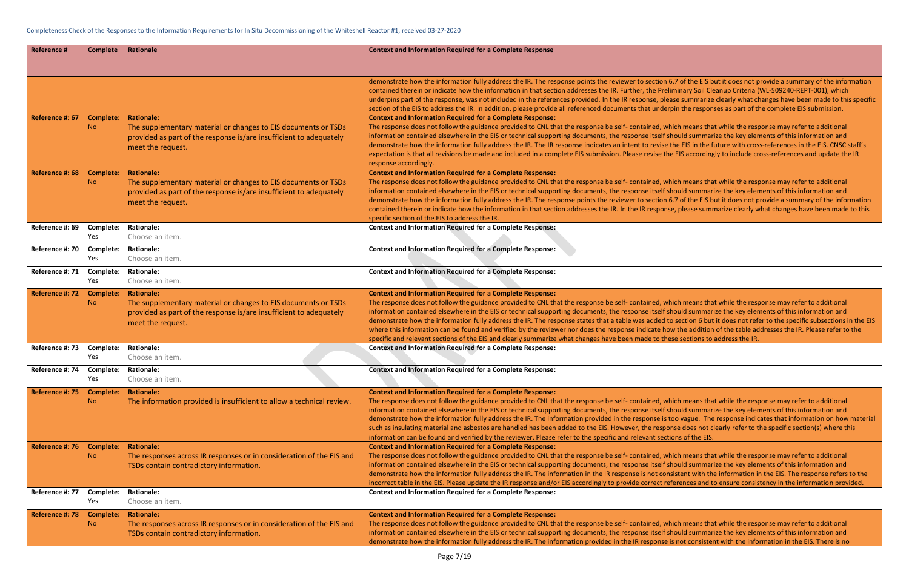| Reference # | Complete | Rationale | Context and Information Required for a Complete Response |
|---|---|---|---|
| | | | demonstrate how the information fully address the IR. The response points the reviewer to section 6.7 of the EIS but it does not provide a summary of the information contained therein or indicate how the information in that section addresses the IR. Further, the Preliminary Soil Cleanup Criteria (WL-509240-REPT-001), which underpins part of the response, was not included in the references provided. In the IR response, please summarize clearly what changes have been made to this specific section of the EIS to address the IR. In addition, please provide all referenced documents that underpin the responses as part of the complete EIS submission. |
| Reference #: 67 | Complete: No | Rationale: The supplementary material or changes to EIS documents or TSDs provided as part of the response is/are insufficient to adequately meet the request. | Context and Information Required for a Complete Response: The response does not follow the guidance provided to CNL that the response be self- contained, which means that while the response may refer to additional information contained elsewhere in the EIS or technical supporting documents, the response itself should summarize the key elements of this information and demonstrate how the information fully address the IR. The IR response indicates an intent to revise the EIS in the future with cross-references in the EIS. CNSC staff's expectation is that all revisions be made and included in a complete EIS submission. Please revise the EIS accordingly to include cross-references and update the IR response accordingly. |
| Reference #: 68 | Complete: No | Rationale: The supplementary material or changes to EIS documents or TSDs provided as part of the response is/are insufficient to adequately meet the request. | Context and Information Required for a Complete Response: The response does not follow the guidance provided to CNL that the response be self- contained, which means that while the response may refer to additional information contained elsewhere in the EIS or technical supporting documents, the response itself should summarize the key elements of this information and demonstrate how the information fully address the IR. The response points the reviewer to section 6.7 of the EIS but it does not provide a summary of the information contained therein or indicate how the information in that section addresses the IR. In the IR response, please summarize clearly what changes have been made to this specific section of the EIS to address the IR. |
| Reference #: 69 | Complete: Yes | Rationale: Choose an item. | Context and Information Required for a Complete Response: |
| Reference #: 70 | Complete: Yes | Rationale: Choose an item. | Context and Information Required for a Complete Response: |
| Reference #: 71 | Complete: Yes | Rationale: Choose an item. | Context and Information Required for a Complete Response: |
| Reference #: 72 | Complete: No | Rationale: The supplementary material or changes to EIS documents or TSDs provided as part of the response is/are insufficient to adequately meet the request. | Context and Information Required for a Complete Response: The response does not follow the guidance provided to CNL that the response be self- contained, which means that while the response may refer to additional information contained elsewhere in the EIS or technical supporting documents, the response itself should summarize the key elements of this information and demonstrate how the information fully address the IR. The response states that a table was added to section 6 but it does not refer to the specific subsections in the EIS where this information can be found and verified by the reviewer nor does the response indicate how the addition of the table addresses the IR. Please refer to the specific and relevant sections of the EIS and clearly summarize what changes have been made to these sections to address the IR. |
| Reference #: 73 | Complete: Yes | Rationale: Choose an item. | Context and Information Required for a Complete Response: |
| Reference #: 74 | Complete: Yes | Rationale: Choose an item. | Context and Information Required for a Complete Response: |
| Reference #: 75 | Complete: No | Rationale: The information provided is insufficient to allow a technical review. | Context and Information Required for a Complete Response: The response does not follow the guidance provided to CNL that the response be self- contained, which means that while the response may refer to additional information contained elsewhere in the EIS or technical supporting documents, the response itself should summarize the key elements of this information and demonstrate how the information fully address the IR. The information provided in the response is too vague. The response indicates that information on how material such as insulating material and asbestos are handled has been added to the EIS. However, the response does not clearly refer to the specific section(s) where this information can be found and verified by the reviewer. Please refer to the specific and relevant sections of the EIS. |
| Reference #: 76 | Complete: No | Rationale: The responses across IR responses or in consideration of the EIS and TSDs contain contradictory information. | Context and Information Required for a Complete Response: The response does not follow the guidance provided to CNL that the response be self- contained, which means that while the response may refer to additional information contained elsewhere in the EIS or technical supporting documents, the response itself should summarize the key elements of this information and demonstrate how the information fully address the IR. The information in the IR response is not consistent with the information in the EIS. The response refers to the incorrect table in the EIS. Please update the IR response and/or EIS accordingly to provide correct references and to ensure consistency in the information provided. |
| Reference #: 77 | Complete: Yes | Rationale: Choose an item. | Context and Information Required for a Complete Response: |
| Reference #: 78 | Complete: No | Rationale: The responses across IR responses or in consideration of the EIS and TSDs contain contradictory information. | Context and Information Required for a Complete Response: The response does not follow the guidance provided to CNL that the response be self- contained, which means that while the response may refer to additional information contained elsewhere in the EIS or technical supporting documents, the response itself should summarize the key elements of this information and demonstrate how the information fully address the IR. The information provided in the IR response is not consistent with the information in the EIS. There is no |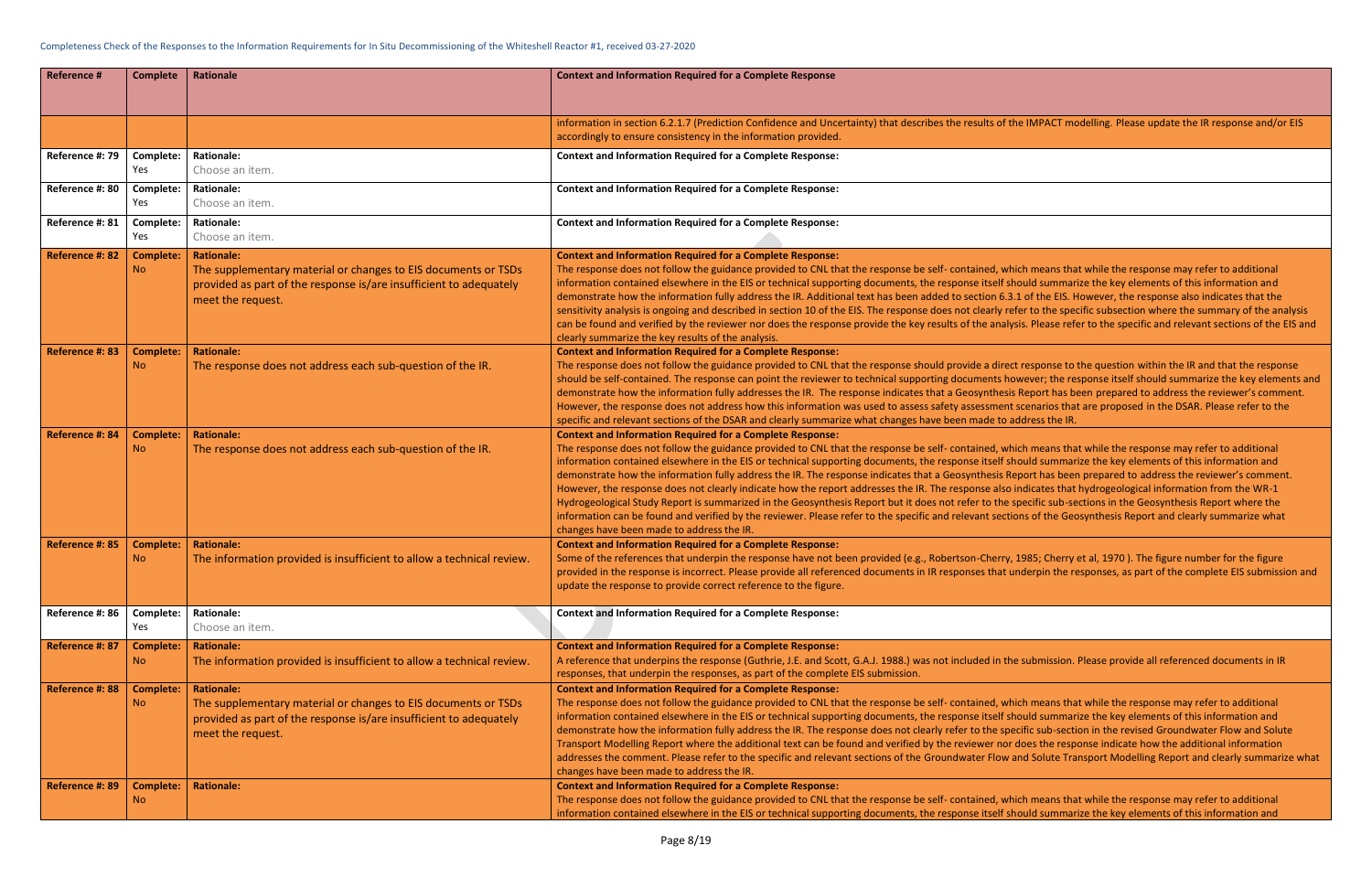Completeness Check of the Responses to the Information Requirements for In Situ Decommissioning of the Whiteshell Reactor #1, received 03-27-2020

| Reference # | Complete | Rationale | Context and Information Required for a Complete Response |
|---|---|---|---|
| | | | information in section 6.2.1.7 (Prediction Confidence and Uncertainty) that describes the results of the IMPACT modelling. Please update the IR response and/or EIS accordingly to ensure consistency in the information provided. |
| Reference #: 79 | Complete: Yes | Rationale: Choose an item. | Context and Information Required for a Complete Response: |
| Reference #: 80 | Complete: Yes | Rationale: Choose an item. | Context and Information Required for a Complete Response: |
| Reference #: 81 | Complete: Yes | Rationale: Choose an item. | Context and Information Required for a Complete Response: |
| Reference #: 82 | Complete: No | Rationale: The supplementary material or changes to EIS documents or TSDs provided as part of the response is/are insufficient to adequately meet the request. | Context and Information Required for a Complete Response: The response does not follow the guidance provided to CNL that the response be self- contained, which means that while the response may refer to additional information contained elsewhere in the EIS or technical supporting documents, the response itself should summarize the key elements of this information and demonstrate how the information fully address the IR. Additional text has been added to section 6.3.1 of the EIS. However, the response also indicates that the sensitivity analysis is ongoing and described in section 10 of the EIS. The response does not clearly refer to the specific subsection where the summary of the analysis can be found and verified by the reviewer nor does the response provide the key results of the analysis. Please refer to the specific and relevant sections of the EIS and clearly summarize the key results of the analysis. |
| Reference #: 83 | Complete: No | Rationale: The response does not address each sub-question of the IR. | Context and Information Required for a Complete Response: The response does not follow the guidance provided to CNL that the response should provide a direct response to the question within the IR and that the response should be self-contained. The response can point the reviewer to technical supporting documents however; the response itself should summarize the key elements and demonstrate how the information fully addresses the IR. The response indicates that a Geosynthesis Report has been prepared to address the reviewer's comment. However, the response does not address how this information was used to assess safety assessment scenarios that are proposed in the DSAR. Please refer to the specific and relevant sections of the DSAR and clearly summarize what changes have been made to address the IR. |
| Reference #: 84 | Complete: No | Rationale: The response does not address each sub-question of the IR. | Context and Information Required for a Complete Response: The response does not follow the guidance provided to CNL that the response be self- contained, which means that while the response may refer to additional information contained elsewhere in the EIS or technical supporting documents, the response itself should summarize the key elements of this information and demonstrate how the information fully address the IR. The response indicates that a Geosynthesis Report has been prepared to address the reviewer's comment. However, the response does not clearly indicate how the report addresses the IR. The response also indicates that hydrogeological information from the WR-1 Hydrogeological Study Report is summarized in the Geosynthesis Report but it does not refer to the specific sub-sections in the Geosynthesis Report where the information can be found and verified by the reviewer. Please refer to the specific and relevant sections of the Geosynthesis Report and clearly summarize what changes have been made to address the IR. |
| Reference #: 85 | Complete: No | Rationale: The information provided is insufficient to allow a technical review. | Context and Information Required for a Complete Response: Some of the references that underpin the response have not been provided (e.g., Robertson-Cherry, 1985; Cherry et al, 1970 ). The figure number for the figure provided in the response is incorrect. Please provide all referenced documents in IR responses that underpin the responses, as part of the complete EIS submission and update the response to provide correct reference to the figure. |
| Reference #: 86 | Complete: Yes | Rationale: Choose an item. | Context and Information Required for a Complete Response: |
| Reference #: 87 | Complete: No | Rationale: The information provided is insufficient to allow a technical review. | Context and Information Required for a Complete Response: A reference that underpins the response (Guthrie, J.E. and Scott, G.A.J. 1988.) was not included in the submission. Please provide all referenced documents in IR responses, that underpin the responses, as part of the complete EIS submission. |
| Reference #: 88 | Complete: No | Rationale: The supplementary material or changes to EIS documents or TSDs provided as part of the response is/are insufficient to adequately meet the request. | Context and Information Required for a Complete Response: The response does not follow the guidance provided to CNL that the response be self- contained, which means that while the response may refer to additional information contained elsewhere in the EIS or technical supporting documents, the response itself should summarize the key elements of this information and demonstrate how the information fully address the IR. The response does not clearly refer to the specific sub-section in the revised Groundwater Flow and Solute Transport Modelling Report where the additional text can be found and verified by the reviewer nor does the response indicate how the additional information addresses the comment. Please refer to the specific and relevant sections of the Groundwater Flow and Solute Transport Modelling Report and clearly summarize what changes have been made to address the IR. |
| Reference #: 89 | Complete: No | Rationale: | Context and Information Required for a Complete Response: The response does not follow the guidance provided to CNL that the response be self- contained, which means that while the response may refer to additional information contained elsewhere in the EIS or technical supporting documents, the response itself should summarize the key elements of this information and |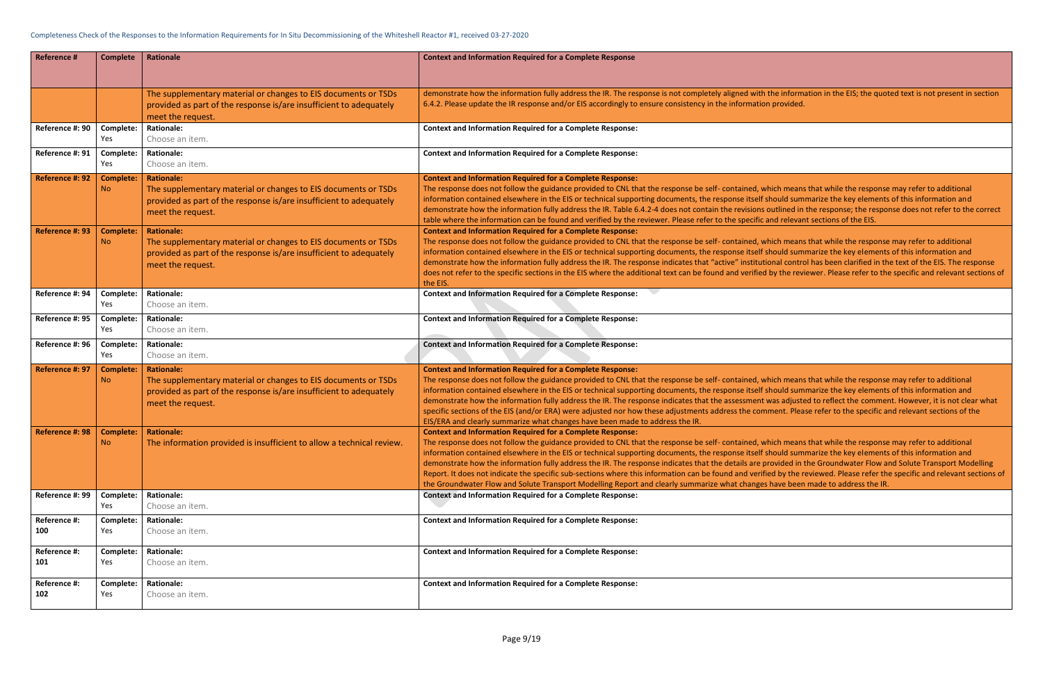Completeness Check of the Responses to the Information Requirements for In Situ Decommissioning of the Whiteshell Reactor #1, received 03-27-2020

| Reference # | Complete | Rationale | Context and Information Required for a Complete Response |
|---|---|---|---|
| | | The supplementary material or changes to EIS documents or TSDs provided as part of the response is/are insufficient to adequately meet the request. | demonstrate how the information fully address the IR. The response is not completely aligned with the information in the EIS; the quoted text is not present in section 6.4.2. Please update the IR response and/or EIS accordingly to ensure consistency in the information provided. |
| Reference #: 90 | Complete: Yes | Rationale: Choose an item. | Context and Information Required for a Complete Response: |
| Reference #: 91 | Complete: Yes | Rationale: Choose an item. | Context and Information Required for a Complete Response: |
| Reference #: 92 | Complete: No | Rationale: The supplementary material or changes to EIS documents or TSDs provided as part of the response is/are insufficient to adequately meet the request. | Context and Information Required for a Complete Response: The response does not follow the guidance provided to CNL that the response be self- contained, which means that while the response may refer to additional information contained elsewhere in the EIS or technical supporting documents, the response itself should summarize the key elements of this information and demonstrate how the information fully address the IR. Table 6.4.2-4 does not contain the revisions outlined in the response; the response does not refer to the correct table where the information can be found and verified by the reviewer. Please refer to the specific and relevant sections of the EIS. |
| Reference #: 93 | Complete: No | Rationale: The supplementary material or changes to EIS documents or TSDs provided as part of the response is/are insufficient to adequately meet the request. | Context and Information Required for a Complete Response: The response does not follow the guidance provided to CNL that the response be self- contained, which means that while the response may refer to additional information contained elsewhere in the EIS or technical supporting documents, the response itself should summarize the key elements of this information and demonstrate how the information fully address the IR. The response indicates that "active" institutional control has been clarified in the text of the EIS. The response does not refer to the specific sections in the EIS where the additional text can be found and verified by the reviewer. Please refer to the specific and relevant sections of the EIS. |
| Reference #: 94 | Complete: Yes | Rationale: Choose an item. | Context and Information Required for a Complete Response: |
| Reference #: 95 | Complete: Yes | Rationale: Choose an item. | Context and Information Required for a Complete Response: |
| Reference #: 96 | Complete: Yes | Rationale: Choose an item. | Context and Information Required for a Complete Response: |
| Reference #: 97 | Complete: No | Rationale: The supplementary material or changes to EIS documents or TSDs provided as part of the response is/are insufficient to adequately meet the request. | Context and Information Required for a Complete Response: The response does not follow the guidance provided to CNL that the response be self- contained, which means that while the response may refer to additional information contained elsewhere in the EIS or technical supporting documents, the response itself should summarize the key elements of this information and demonstrate how the information fully address the IR. The response indicates that the assessment was adjusted to reflect the comment. However, it is not clear what specific sections of the EIS (and/or ERA) were adjusted nor how these adjustments address the comment. Please refer to the specific and relevant sections of the EIS/ERA and clearly summarize what changes have been made to address the IR. |
| Reference #: 98 | Complete: No | Rationale: The information provided is insufficient to allow a technical review. | Context and Information Required for a Complete Response: The response does not follow the guidance provided to CNL that the response be self- contained, which means that while the response may refer to additional information contained elsewhere in the EIS or technical supporting documents, the response itself should summarize the key elements of this information and demonstrate how the information fully address the IR. The response indicates that the details are provided in the Groundwater Flow and Solute Transport Modelling Report. It does not indicate the specific sub-sections where this information can be found and verified by the reviewed. Please refer the specific and relevant sections of the Groundwater Flow and Solute Transport Modelling Report and clearly summarize what changes have been made to address the IR. |
| Reference #: 99 | Complete: Yes | Rationale: Choose an item. | Context and Information Required for a Complete Response: |
| Reference #: 100 | Complete: Yes | Rationale: Choose an item. | Context and Information Required for a Complete Response: |
| Reference #: 101 | Complete: Yes | Rationale: Choose an item. | Context and Information Required for a Complete Response: |
| Reference #: 102 | Complete: Yes | Rationale: Choose an item. | Context and Information Required for a Complete Response: |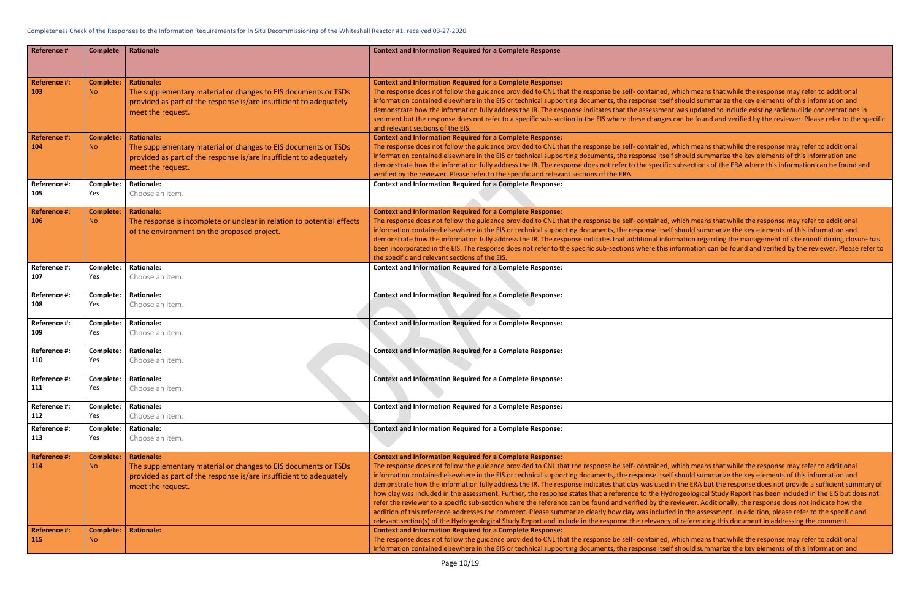Completeness Check of the Responses to the Information Requirements for In Situ Decommissioning of the Whiteshell Reactor #1, received 03-27-2020

| Reference # | Complete | Rationale | Context and Information Required for a Complete Response |
|---|---|---|---|
| Reference #: 103 | Complete: No | Rationale: The supplementary material or changes to EIS documents or TSDs provided as part of the response is/are insufficient to adequately meet the request. | Context and Information Required for a Complete Response: The response does not follow the guidance provided to CNL that the response be self- contained, which means that while the response may refer to additional information contained elsewhere in the EIS or technical supporting documents, the response itself should summarize the key elements of this information and demonstrate how the information fully address the IR. The response indicates that the assessment was updated to include existing radionuclide concentrations in sediment but the response does not refer to a specific sub-section in the EIS where these changes can be found and verified by the reviewer. Please refer to the specific and relevant sections of the EIS. |
| Reference #: 104 | Complete: No | Rationale: The supplementary material or changes to EIS documents or TSDs provided as part of the response is/are insufficient to adequately meet the request. | Context and Information Required for a Complete Response: The response does not follow the guidance provided to CNL that the response be self- contained, which means that while the response may refer to additional information contained elsewhere in the EIS or technical supporting documents, the response itself should summarize the key elements of this information and demonstrate how the information fully address the IR. The response does not refer to the specific subsections of the ERA where this information can be found and verified by the reviewer. Please refer to the specific and relevant sections of the ERA. |
| Reference #: 105 | Complete: Yes | Rationale: Choose an item. | Context and Information Required for a Complete Response: |
| Reference #: 106 | Complete: No | Rationale: The response is incomplete or unclear in relation to potential effects of the environment on the proposed project. | Context and Information Required for a Complete Response: The response does not follow the guidance provided to CNL that the response be self- contained, which means that while the response may refer to additional information contained elsewhere in the EIS or technical supporting documents, the response itself should summarize the key elements of this information and demonstrate how the information fully address the IR. The response indicates that additional information regarding the management of site runoff during closure has been incorporated in the EIS. The response does not refer to the specific sub-sections where this information can be found and verified by the reviewer. Please refer to the specific and relevant sections of the EIS. |
| Reference #: 107 | Complete: Yes | Rationale: Choose an item. | Context and Information Required for a Complete Response: |
| Reference #: 108 | Complete: Yes | Rationale: Choose an item. | Context and Information Required for a Complete Response: |
| Reference #: 109 | Complete: Yes | Rationale: Choose an item. | Context and Information Required for a Complete Response: |
| Reference #: 110 | Complete: Yes | Rationale: Choose an item. | Context and Information Required for a Complete Response: |
| Reference #: 111 | Complete: Yes | Rationale: Choose an item. | Context and Information Required for a Complete Response: |
| Reference #: 112 | Complete: Yes | Rationale: Choose an item. | Context and Information Required for a Complete Response: |
| Reference #: 113 | Complete: Yes | Rationale: Choose an item. | Context and Information Required for a Complete Response: |
| Reference #: 114 | Complete: No | Rationale: The supplementary material or changes to EIS documents or TSDs provided as part of the response is/are insufficient to adequately meet the request. | Context and Information Required for a Complete Response: The response does not follow the guidance provided to CNL that the response be self- contained, which means that while the response may refer to additional information contained elsewhere in the EIS or technical supporting documents, the response itself should summarize the key elements of this information and demonstrate how the information fully address the IR. The response indicates that clay was used in the ERA but the response does not provide a sufficient summary of how clay was included in the assessment. Further, the response states that a reference to the Hydrogeological Study Report has been included in the EIS but does not refer the reviewer to a specific sub-section where the reference can be found and verified by the reviewer. Additionally, the response does not indicate how the addition of this reference addresses the comment. Please summarize clearly how clay was included in the assessment. In addition, please refer to the specific and relevant section(s) of the Hydrogeological Study Report and include in the response the relevancy of referencing this document in addressing the comment. |
| Reference #: 115 | Complete: No | Rationale: | Context and Information Required for a Complete Response: The response does not follow the guidance provided to CNL that the response be self- contained, which means that while the response may refer to additional information contained elsewhere in the EIS or technical supporting documents, the response itself should summarize the key elements of this information and |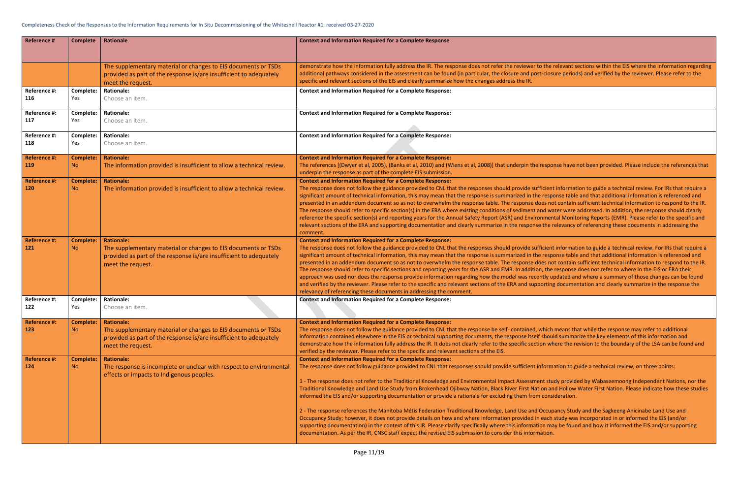| Reference # | Complete | Rationale | Context and Information Required for a Complete Response |
|---|---|---|---|
| | | The supplementary material or changes to EIS documents or TSDs provided as part of the response is/are insufficient to adequately meet the request. | demonstrate how the information fully address the IR. The response does not refer the reviewer to the relevant sections within the EIS where the information regarding additional pathways considered in the assessment can be found (in particular, the closure and post-closure periods) and verified by the reviewer. Please refer to the specific and relevant sections of the EIS and clearly summarize how the changes address the IR. |
| **Reference #:** 116 | **Complete:** Yes | **Rationale:** Choose an item. | **Context and Information Required for a Complete Response:** |
| **Reference #:** 117 | **Complete:** Yes | **Rationale:** Choose an item. | **Context and Information Required for a Complete Response:** |
| **Reference #:** 118 | **Complete:** Yes | **Rationale:** Choose an item. | **Context and Information Required for a Complete Response:** |
| **Reference #:** 119 | **Complete:** No | **Rationale:** The information provided is insufficient to allow a technical review. | **Context and Information Required for a Complete Response:** The references [(Dwyer et al, 2005), (Banks et al, 2010) and (Wiens et al, 2008)] that underpin the response have not been provided. Please include the references that underpin the response as part of the complete EIS submission. |
| **Reference #:** 120 | **Complete:** No | **Rationale:** The information provided is insufficient to allow a technical review. | **Context and Information Required for a Complete Response:** The response does not follow the guidance provided to CNL that the responses should provide sufficient information to guide a technical review. For IRs that require a significant amount of technical information, this may mean that the response is summarized in the response table and that additional information is referenced and presented in an addendum document so as not to overwhelm the response table. The response does not contain sufficient technical information to respond to the IR. The response should refer to specific section(s) in the ERA where existing conditions of sediment and water were addressed. In addition, the response should clearly reference the specific section(s) and reporting years for the Annual Safety Report (ASR) and Environmental Monitoring Reports (EMR). Please refer to the specific and relevant sections of the ERA and supporting documentation and clearly summarize in the response the relevancy of referencing these documents in addressing the comment. |
| **Reference #:** 121 | **Complete:** No | **Rationale:** The supplementary material or changes to EIS documents or TSDs provided as part of the response is/are insufficient to adequately meet the request. | **Context and Information Required for a Complete Response:** The response does not follow the guidance provided to CNL that the responses should provide sufficient information to guide a technical review. For IRs that require a significant amount of technical information, this may mean that the response is summarized in the response table and that additional information is referenced and presented in an addendum document so as not to overwhelm the response table. The response does not contain sufficient technical information to respond to the IR. The response should refer to specific sections and reporting years for the ASR and EMR. In addition, the response does not refer to where in the EIS or ERA their approach was used nor does the response provide information regarding how the model was recently updated and where a summary of those changes can be found and verified by the reviewer. Please refer to the specific and relevant sections of the ERA and supporting documentation and clearly summarize in the response the relevancy of referencing these documents in addressing the comment. |
| **Reference #:** 122 | **Complete:** Yes | **Rationale:** Choose an item. | **Context and Information Required for a Complete Response:** |
| **Reference #:** 123 | **Complete:** No | **Rationale:** The supplementary material or changes to EIS documents or TSDs provided as part of the response is/are insufficient to adequately meet the request. | **Context and Information Required for a Complete Response:** The response does not follow the guidance provided to CNL that the response be self- contained, which means that while the response may refer to additional information contained elsewhere in the EIS or technical supporting documents, the response itself should summarize the key elements of this information and demonstrate how the information fully address the IR. It does not clearly refer to the specific section where the revision to the boundary of the LSA can be found and verified by the reviewer. Please refer to the specific and relevant sections of the EIS. |
| **Reference #:** 124 | **Complete:** No | **Rationale:** The response is incomplete or unclear with respect to environmental effects or impacts to Indigenous peoples. | **Context and Information Required for a Complete Response:** The response does not follow guidance provided to CNL that responses should provide sufficient information to guide a technical review, on three points:<br><br>1 - The response does not refer to the Traditional Knowledge and Environmental Impact Assessment study provided by Wabaseemoong Independent Nations, nor the Traditional Knowledge and Land Use Study from Brokenhead Ojibway Nation, Black River First Nation and Hollow Water First Nation. Please indicate how these studies informed the EIS and/or supporting documentation or provide a rationale for excluding them from consideration.<br><br>2 - The response references the Manitoba Métis Federation Traditional Knowledge, Land Use and Occupancy Study and the Sagkeeng Anicinabe Land Use and Occupancy Study; however, it does not provide details on how and where information provided in each study was incorporated in or informed the EIS (and/or supporting documentation) in the context of this IR. Please clarify specifically where this information may be found and how it informed the EIS and/or supporting documentation. As per the IR, CNSC staff expect the revised EIS submission to consider this information. |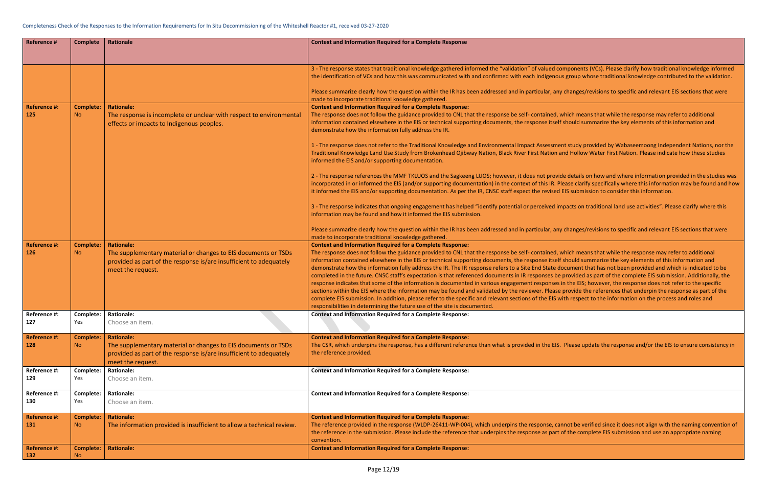Completeness Check of the Responses to the Information Requirements for In Situ Decommissioning of the Whiteshell Reactor #1, received 03-27-2020

| Reference # | Complete | Rationale | Context and Information Required for a Complete Response |
|---|---|---|---|
| | | | 3 - The response states that traditional knowledge gathered informed the "validation" of valued components (VCs). Please clarify how traditional knowledge informed the identification of VCs and how this was communicated with and confirmed with each Indigenous group whose traditional knowledge contributed to the validation.<br><br>Please summarize clearly how the question within the IR has been addressed and in particular, any changes/revisions to specific and relevant EIS sections that were made to incorporate traditional knowledge gathered. |
| **Reference #: 125** | **Complete:** No | **Rationale:** The response is incomplete or unclear with respect to environmental effects or impacts to Indigenous peoples. | **Context and Information Required for a Complete Response:** The response does not follow the guidance provided to CNL that the response be self- contained, which means that while the response may refer to additional information contained elsewhere in the EIS or technical supporting documents, the response itself should summarize the key elements of this information and demonstrate how the information fully address the IR.<br><br>1 - The response does not refer to the Traditional Knowledge and Environmental Impact Assessment study provided by Wabaseemoong Independent Nations, nor the Traditional Knowledge Land Use Study from Brokenhead Ojibway Nation, Black River First Nation and Hollow Water First Nation. Please indicate how these studies informed the EIS and/or supporting documentation.<br><br>2 - The response references the MMF TKLUOS and the Sagkeeng LUOS; however, it does not provide details on how and where information provided in the studies was incorporated in or informed the EIS (and/or supporting documentation) in the context of this IR. Please clarify specifically where this information may be found and how it informed the EIS and/or supporting documentation. As per the IR, CNSC staff expect the revised EIS submission to consider this information.<br><br>3 - The response indicates that ongoing engagement has helped "identify potential or perceived impacts on traditional land use activities". Please clarify where this information may be found and how it informed the EIS submission.<br><br>Please summarize clearly how the question within the IR has been addressed and in particular, any changes/revisions to specific and relevant EIS sections that were made to incorporate traditional knowledge gathered. |
| **Reference #: 126** | **Complete:** No | **Rationale:** The supplementary material or changes to EIS documents or TSDs provided as part of the response is/are insufficient to adequately meet the request. | **Context and Information Required for a Complete Response:** The response does not follow the guidance provided to CNL that the response be self- contained, which means that while the response may refer to additional information contained elsewhere in the EIS or technical supporting documents, the response itself should summarize the key elements of this information and demonstrate how the information fully address the IR. The IR response refers to a Site End State document that has not been provided and which is indicated to be completed in the future. CNSC staff's expectation is that referenced documents in IR responses be provided as part of the complete EIS submission. Additionally, the response indicates that some of the information is documented in various engagement responses in the EIS; however, the response does not refer to the specific sections within the EIS where the information may be found and validated by the reviewer. Please provide the references that underpin the response as part of the complete EIS submission. In addition, please refer to the specific and relevant sections of the EIS with respect to the information on the process and roles and responsibilities in determining the future use of the site is documented. |
| Reference #: 127 | Complete: Yes | Rationale: Choose an item. | **Context and Information Required for a Complete Response:** |
| **Reference #: 128** | **Complete:** No | **Rationale:** The supplementary material or changes to EIS documents or TSDs provided as part of the response is/are insufficient to adequately meet the request. | **Context and Information Required for a Complete Response:** The CSR, which underpins the response, has a different reference than what is provided in the EIS. Please update the response and/or the EIS to ensure consistency in the reference provided. |
| Reference #: 129 | Complete: Yes | Rationale: Choose an item. | **Context and Information Required for a Complete Response:** |
| Reference #: 130 | Complete: Yes | Rationale: Choose an item. | **Context and Information Required for a Complete Response:** |
| **Reference #: 131** | **Complete:** No | **Rationale:** The information provided is insufficient to allow a technical review. | **Context and Information Required for a Complete Response:** The reference provided in the response (WLDP-26411-WP-004), which underpins the response, cannot be verified since it does not align with the naming convention of the reference in the submission. Please include the reference that underpins the response as part of the complete EIS submission and use an appropriate naming convention. |
| **Reference #: 132** | **Complete:** No | **Rationale:** | **Context and Information Required for a Complete Response:** |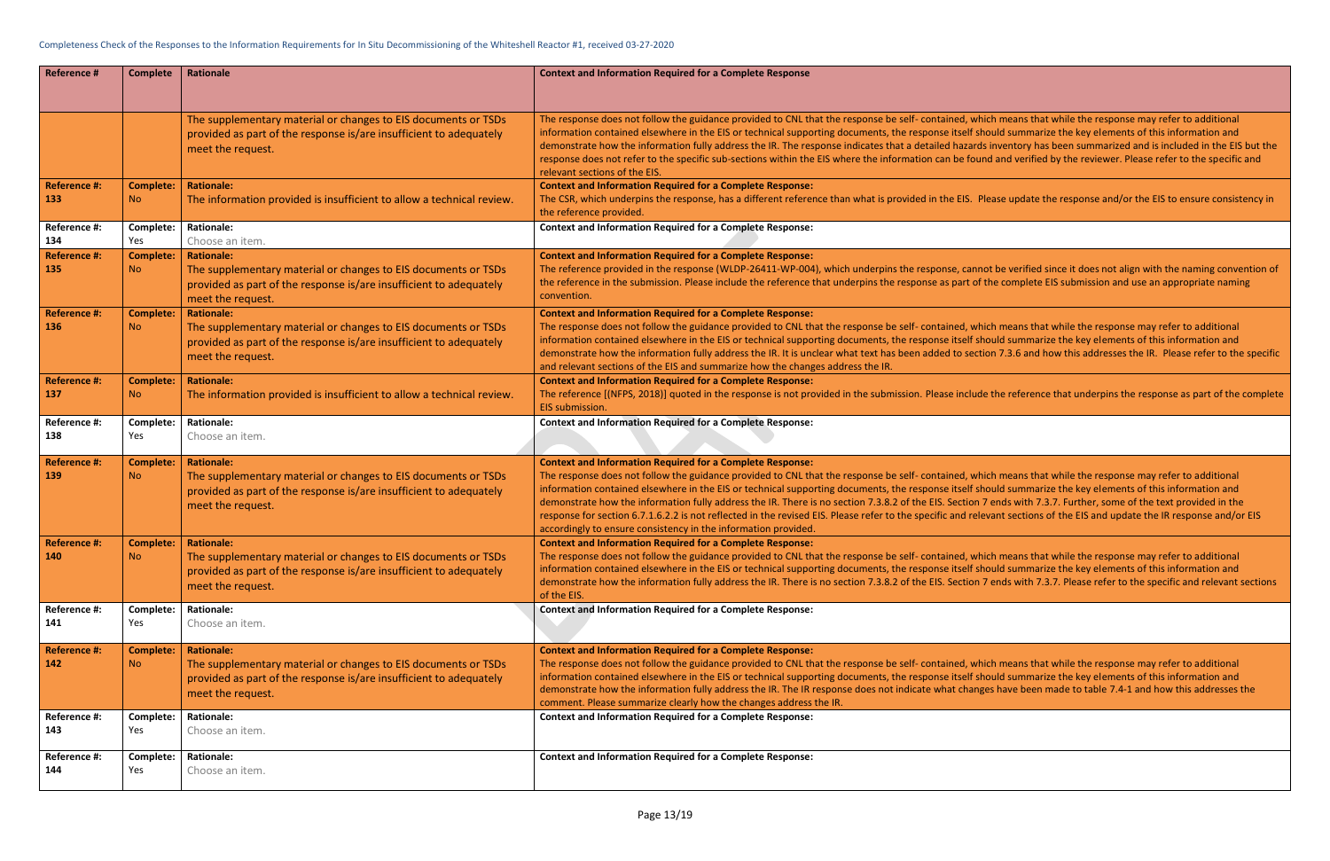| Reference # | Complete | Rationale | Context and Information Required for a Complete Response |
|---|---|---|---|
| | | The supplementary material or changes to EIS documents or TSDs provided as part of the response is/are insufficient to adequately meet the request. | The response does not follow the guidance provided to CNL that the response be self- contained, which means that while the response may refer to additional information contained elsewhere in the EIS or technical supporting documents, the response itself should summarize the key elements of this information and demonstrate how the information fully address the IR. The response indicates that a detailed hazards inventory has been summarized and is included in the EIS but the response does not refer to the specific sub-sections within the EIS where the information can be found and verified by the reviewer. Please refer to the specific and relevant sections of the EIS. |
| Reference #: 133 | Complete: No | Rationale: The information provided is insufficient to allow a technical review. | Context and Information Required for a Complete Response: The CSR, which underpins the response, has a different reference than what is provided in the EIS. Please update the response and/or the EIS to ensure consistency in the reference provided. |
| Reference #: 134 | Complete: Yes | Rationale: Choose an item. | Context and Information Required for a Complete Response: |
| Reference #: 135 | Complete: No | Rationale: The supplementary material or changes to EIS documents or TSDs provided as part of the response is/are insufficient to adequately meet the request. | Context and Information Required for a Complete Response: The reference provided in the response (WLDP-26411-WP-004), which underpins the response, cannot be verified since it does not align with the naming convention of the reference in the submission. Please include the reference that underpins the response as part of the complete EIS submission and use an appropriate naming convention. |
| Reference #: 136 | Complete: No | Rationale: The supplementary material or changes to EIS documents or TSDs provided as part of the response is/are insufficient to adequately meet the request. | Context and Information Required for a Complete Response: The response does not follow the guidance provided to CNL that the response be self- contained, which means that while the response may refer to additional information contained elsewhere in the EIS or technical supporting documents, the response itself should summarize the key elements of this information and demonstrate how the information fully address the IR. It is unclear what text has been added to section 7.3.6 and how this addresses the IR. Please refer to the specific and relevant sections of the EIS and summarize how the changes address the IR. |
| Reference #: 137 | Complete: No | Rationale: The information provided is insufficient to allow a technical review. | Context and Information Required for a Complete Response: The reference [(NFPS, 2018)] quoted in the response is not provided in the submission. Please include the reference that underpins the response as part of the complete EIS submission. |
| Reference #: 138 | Complete: Yes | Rationale: Choose an item. | Context and Information Required for a Complete Response: |
| Reference #: 139 | Complete: No | Rationale: The supplementary material or changes to EIS documents or TSDs provided as part of the response is/are insufficient to adequately meet the request. | Context and Information Required for a Complete Response: The response does not follow the guidance provided to CNL that the response be self- contained, which means that while the response may refer to additional information contained elsewhere in the EIS or technical supporting documents, the response itself should summarize the key elements of this information and demonstrate how the information fully address the IR. There is no section 7.3.8.2 of the EIS. Section 7 ends with 7.3.7. Further, some of the text provided in the response for section 6.7.1.6.2.2 is not reflected in the revised EIS. Please refer to the specific and relevant sections of the EIS and update the IR response and/or EIS accordingly to ensure consistency in the information provided. |
| Reference #: 140 | Complete: No | Rationale: The supplementary material or changes to EIS documents or TSDs provided as part of the response is/are insufficient to adequately meet the request. | Context and Information Required for a Complete Response: The response does not follow the guidance provided to CNL that the response be self- contained, which means that while the response may refer to additional information contained elsewhere in the EIS or technical supporting documents, the response itself should summarize the key elements of this information and demonstrate how the information fully address the IR. There is no section 7.3.8.2 of the EIS. Section 7 ends with 7.3.7. Please refer to the specific and relevant sections of the EIS. |
| Reference #: 141 | Complete: Yes | Rationale: Choose an item. | Context and Information Required for a Complete Response: |
| Reference #: 142 | Complete: No | Rationale: The supplementary material or changes to EIS documents or TSDs provided as part of the response is/are insufficient to adequately meet the request. | Context and Information Required for a Complete Response: The response does not follow the guidance provided to CNL that the response be self- contained, which means that while the response may refer to additional information contained elsewhere in the EIS or technical supporting documents, the response itself should summarize the key elements of this information and demonstrate how the information fully address the IR. The IR response does not indicate what changes have been made to table 7.4-1 and how this addresses the comment. Please summarize clearly how the changes address the IR. |
| Reference #: 143 | Complete: Yes | Rationale: Choose an item. | Context and Information Required for a Complete Response: |
| Reference #: 144 | Complete: Yes | Rationale: Choose an item. | Context and Information Required for a Complete Response: |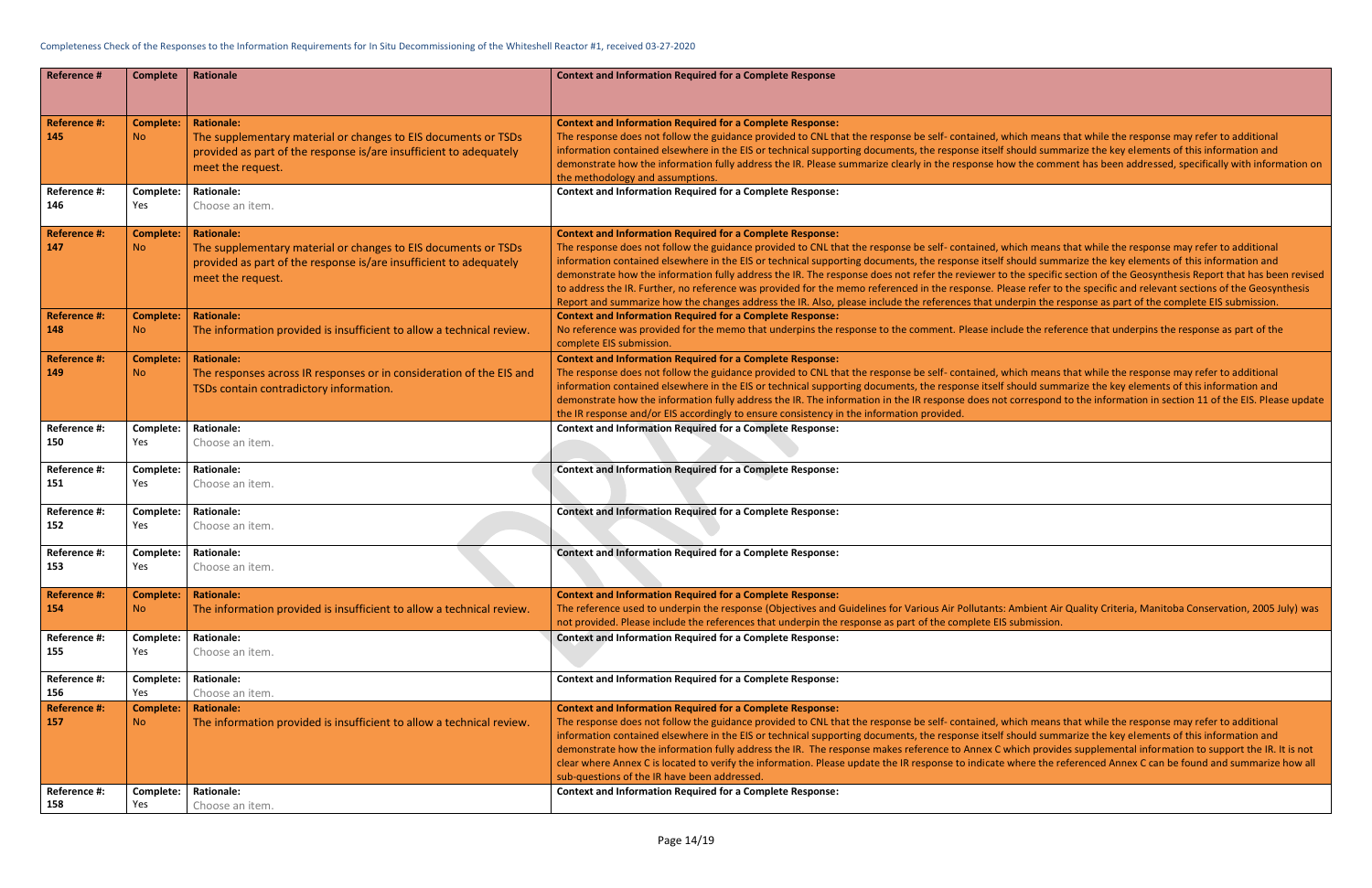Completeness Check of the Responses to the Information Requirements for In Situ Decommissioning of the Whiteshell Reactor #1, received 03-27-2020

| Reference # | Complete | Rationale | Context and Information Required for a Complete Response |
|---|---|---|---|
| **Reference #: 145** | **Complete:** No | **Rationale:** The supplementary material or changes to EIS documents or TSDs provided as part of the response is/are insufficient to adequately meet the request. | **Context and Information Required for a Complete Response:** The response does not follow the guidance provided to CNL that the response be self- contained, which means that while the response may refer to additional information contained elsewhere in the EIS or technical supporting documents, the response itself should summarize the key elements of this information and demonstrate how the information fully address the IR. Please summarize clearly in the response how the comment has been addressed, specifically with information on the methodology and assumptions. |
| **Reference #: 146** | **Complete:** Yes | **Rationale:** Choose an item. | **Context and Information Required for a Complete Response:** |
| **Reference #: 147** | **Complete:** No | **Rationale:** The supplementary material or changes to EIS documents or TSDs provided as part of the response is/are insufficient to adequately meet the request. | **Context and Information Required for a Complete Response:** The response does not follow the guidance provided to CNL that the response be self- contained, which means that while the response may refer to additional information contained elsewhere in the EIS or technical supporting documents, the response itself should summarize the key elements of this information and demonstrate how the information fully address the IR. The response does not refer the reviewer to the specific section of the Geosynthesis Report that has been revised to address the IR. Further, no reference was provided for the memo referenced in the response. Please refer to the specific and relevant sections of the Geosynthesis Report and summarize how the changes address the IR. Also, please include the references that underpin the response as part of the complete EIS submission. |
| **Reference #: 148** | **Complete:** No | **Rationale:** The information provided is insufficient to allow a technical review. | **Context and Information Required for a Complete Response:** No reference was provided for the memo that underpins the response to the comment. Please include the reference that underpins the response as part of the complete EIS submission. |
| **Reference #: 149** | **Complete:** No | **Rationale:** The responses across IR responses or in consideration of the EIS and TSDs contain contradictory information. | **Context and Information Required for a Complete Response:** The response does not follow the guidance provided to CNL that the response be self- contained, which means that while the response may refer to additional information contained elsewhere in the EIS or technical supporting documents, the response itself should summarize the key elements of this information and demonstrate how the information fully address the IR. The information in the IR response does not correspond to the information in section 11 of the EIS. Please update the IR response and/or EIS accordingly to ensure consistency in the information provided. |
| **Reference #: 150** | **Complete:** Yes | **Rationale:** Choose an item. | **Context and Information Required for a Complete Response:** |
| **Reference #: 151** | **Complete:** Yes | **Rationale:** Choose an item. | **Context and Information Required for a Complete Response:** |
| **Reference #: 152** | **Complete:** Yes | **Rationale:** Choose an item. | **Context and Information Required for a Complete Response:** |
| **Reference #: 153** | **Complete:** Yes | **Rationale:** Choose an item. | **Context and Information Required for a Complete Response:** |
| **Reference #: 154** | **Complete:** No | **Rationale:** The information provided is insufficient to allow a technical review. | **Context and Information Required for a Complete Response:** The reference used to underpin the response (Objectives and Guidelines for Various Air Pollutants: Ambient Air Quality Criteria, Manitoba Conservation, 2005 July) was not provided. Please include the references that underpin the response as part of the complete EIS submission. |
| **Reference #: 155** | **Complete:** Yes | **Rationale:** Choose an item. | **Context and Information Required for a Complete Response:** |
| **Reference #: 156** | **Complete:** Yes | **Rationale:** Choose an item. | **Context and Information Required for a Complete Response:** |
| **Reference #: 157** | **Complete:** No | **Rationale:** The information provided is insufficient to allow a technical review. | **Context and Information Required for a Complete Response:** The response does not follow the guidance provided to CNL that the response be self- contained, which means that while the response may refer to additional information contained elsewhere in the EIS or technical supporting documents, the response itself should summarize the key elements of this information and demonstrate how the information fully address the IR. The response makes reference to Annex C which provides supplemental information to support the IR. It is not clear where Annex C is located to verify the information. Please update the IR response to indicate where the referenced Annex C can be found and summarize how all sub-questions of the IR have been addressed. |
| **Reference #: 158** | **Complete:** Yes | **Rationale:** Choose an item. | **Context and Information Required for a Complete Response:** |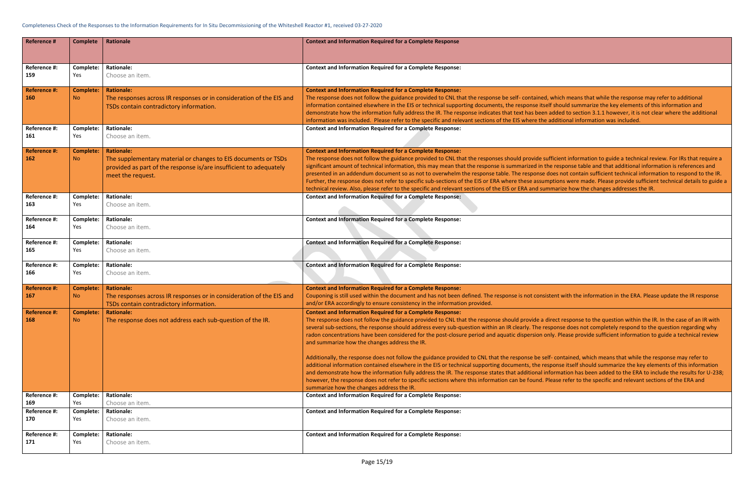| Reference # | Complete | Rationale | Context and Information Required for a Complete Response |
|---|---|---|---|
| **Reference #:** 159 | **Complete:** Yes | **Rationale:** Choose an item. | **Context and Information Required for a Complete Response:** |
| **Reference #:** 160 | **Complete:** No | **Rationale:** The responses across IR responses or in consideration of the EIS and TSDs contain contradictory information. | **Context and Information Required for a Complete Response:** The response does not follow the guidance provided to CNL that the response be self- contained, which means that while the response may refer to additional information contained elsewhere in the EIS or technical supporting documents, the response itself should summarize the key elements of this information and demonstrate how the information fully address the IR. The response indicates that text has been added to section 3.1.1 however, it is not clear where the additional information was included. Please refer to the specific and relevant sections of the EIS where the additional information was included. |
| **Reference #:** 161 | **Complete:** Yes | **Rationale:** Choose an item. | **Context and Information Required for a Complete Response:** |
| **Reference #:** 162 | **Complete:** No | **Rationale:** The supplementary material or changes to EIS documents or TSDs provided as part of the response is/are insufficient to adequately meet the request. | **Context and Information Required for a Complete Response:** The response does not follow the guidance provided to CNL that the responses should provide sufficient information to guide a technical review. For IRs that require a significant amount of technical information, this may mean that the response is summarized in the response table and that additional information is references and presented in an addendum document so as not to overwhelm the response table. The response does not contain sufficient technical information to respond to the IR. Further, the response does not refer to specific sub-sections of the EIS or ERA where these assumptions were made. Please provide sufficient technical details to guide a technical review. Also, please refer to the specific and relevant sections of the EIS or ERA and summarize how the changes addresses the IR. |
| **Reference #:** 163 | **Complete:** Yes | **Rationale:** Choose an item. | **Context and Information Required for a Complete Response:** |
| **Reference #:** 164 | **Complete:** Yes | **Rationale:** Choose an item. | **Context and Information Required for a Complete Response:** |
| **Reference #:** 165 | **Complete:** Yes | **Rationale:** Choose an item. | **Context and Information Required for a Complete Response:** |
| **Reference #:** 166 | **Complete:** Yes | **Rationale:** Choose an item. | **Context and Information Required for a Complete Response:** |
| **Reference #:** 167 | **Complete:** No | **Rationale:** The responses across IR responses or in consideration of the EIS and TSDs contain contradictory information. | **Context and Information Required for a Complete Response:** Couponing is still used within the document and has not been defined. The response is not consistent with the information in the ERA. Please update the IR response and/or ERA accordingly to ensure consistency in the information provided. |
| **Reference #:** 168 | **Complete:** No | **Rationale:** The response does not address each sub-question of the IR. | **Context and Information Required for a Complete Response:** The response does not follow the guidance provided to CNL that the response should provide a direct response to the question within the IR. In the case of an IR with several sub-sections, the response should address every sub-question within an IR clearly. The response does not completely respond to the question regarding why radon concentrations have been considered for the post-closure period and aquatic dispersion only. Please provide sufficient information to guide a technical review and summarize how the changes address the IR.<br><br>Additionally, the response does not follow the guidance provided to CNL that the response be self- contained, which means that while the response may refer to additional information contained elsewhere in the EIS or technical supporting documents, the response itself should summarize the key elements of this information and demonstrate how the information fully address the IR. The response states that additional information has been added to the ERA to include the results for U-238; however, the response does not refer to specific sections where this information can be found. Please refer to the specific and relevant sections of the ERA and summarize how the changes address the IR. |
| **Reference #:** 169 | **Complete:** Yes | **Rationale:** Choose an item. | **Context and Information Required for a Complete Response:** |
| **Reference #:** 170 | **Complete:** Yes | **Rationale:** Choose an item. | **Context and Information Required for a Complete Response:** |
| **Reference #:** 171 | **Complete:** Yes | **Rationale:** Choose an item. | **Context and Information Required for a Complete Response:** |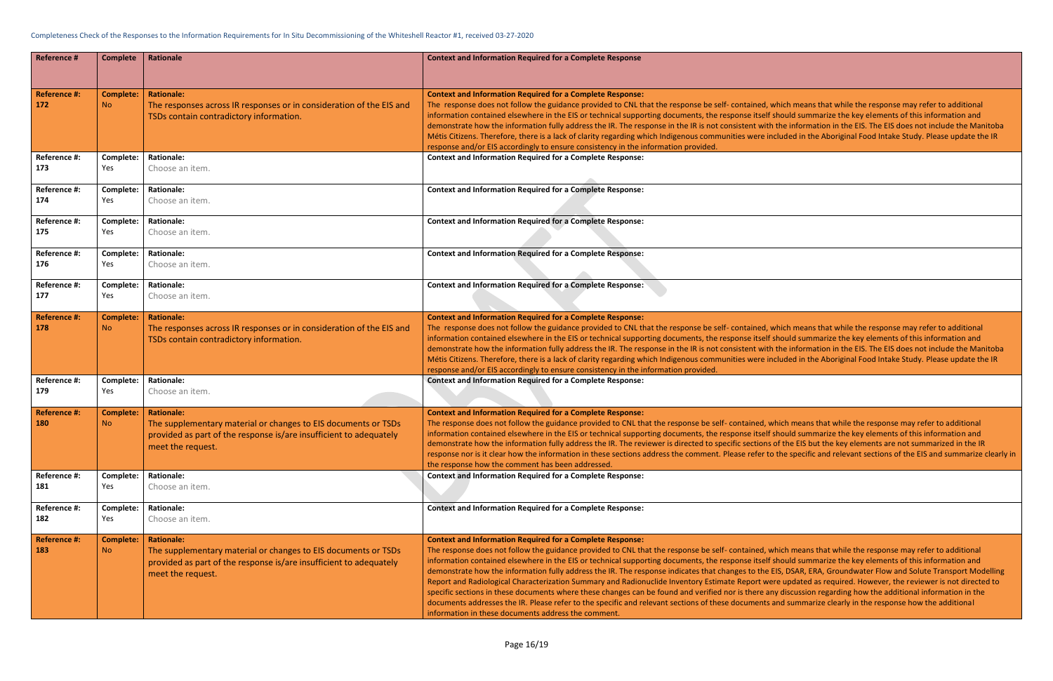Completeness Check of the Responses to the Information Requirements for In Situ Decommissioning of the Whiteshell Reactor #1, received 03-27-2020

| Reference # | Complete | Rationale | Context and Information Required for a Complete Response |
|---|---|---|---|
| Reference #: 172 | Complete: No | Rationale: The responses across IR responses or in consideration of the EIS and TSDs contain contradictory information. | Context and Information Required for a Complete Response: The response does not follow the guidance provided to CNL that the response be self- contained, which means that while the response may refer to additional information contained elsewhere in the EIS or technical supporting documents, the response itself should summarize the key elements of this information and demonstrate how the information fully address the IR. The response in the IR is not consistent with the information in the EIS. The EIS does not include the Manitoba Métis Citizens. Therefore, there is a lack of clarity regarding which Indigenous communities were included in the Aboriginal Food Intake Study. Please update the IR response and/or EIS accordingly to ensure consistency in the information provided. |
| Reference #: 173 | Complete: Yes | Rationale: Choose an item. | Context and Information Required for a Complete Response: |
| Reference #: 174 | Complete: Yes | Rationale: Choose an item. | Context and Information Required for a Complete Response: |
| Reference #: 175 | Complete: Yes | Rationale: Choose an item. | Context and Information Required for a Complete Response: |
| Reference #: 176 | Complete: Yes | Rationale: Choose an item. | Context and Information Required for a Complete Response: |
| Reference #: 177 | Complete: Yes | Rationale: Choose an item. | Context and Information Required for a Complete Response: |
| Reference #: 178 | Complete: No | Rationale: The responses across IR responses or in consideration of the EIS and TSDs contain contradictory information. | Context and Information Required for a Complete Response: The response does not follow the guidance provided to CNL that the response be self- contained, which means that while the response may refer to additional information contained elsewhere in the EIS or technical supporting documents, the response itself should summarize the key elements of this information and demonstrate how the information fully address the IR. The response in the IR is not consistent with the information in the EIS. The EIS does not include the Manitoba Métis Citizens. Therefore, there is a lack of clarity regarding which Indigenous communities were included in the Aboriginal Food Intake Study. Please update the IR response and/or EIS accordingly to ensure consistency in the information provided. |
| Reference #: 179 | Complete: Yes | Rationale: Choose an item. | Context and Information Required for a Complete Response: |
| Reference #: 180 | Complete: No | Rationale: The supplementary material or changes to EIS documents or TSDs provided as part of the response is/are insufficient to adequately meet the request. | Context and Information Required for a Complete Response: The response does not follow the guidance provided to CNL that the response be self- contained, which means that while the response may refer to additional information contained elsewhere in the EIS or technical supporting documents, the response itself should summarize the key elements of this information and demonstrate how the information fully address the IR. The reviewer is directed to specific sections of the EIS but the key elements are not summarized in the IR response nor is it clear how the information in these sections address the comment. Please refer to the specific and relevant sections of the EIS and summarize clearly in the response how the comment has been addressed. |
| Reference #: 181 | Complete: Yes | Rationale: Choose an item. | Context and Information Required for a Complete Response: |
| Reference #: 182 | Complete: Yes | Rationale: Choose an item. | Context and Information Required for a Complete Response: |
| Reference #: 183 | Complete: No | Rationale: The supplementary material or changes to EIS documents or TSDs provided as part of the response is/are insufficient to adequately meet the request. | Context and Information Required for a Complete Response: The response does not follow the guidance provided to CNL that the response be self- contained, which means that while the response may refer to additional information contained elsewhere in the EIS or technical supporting documents, the response itself should summarize the key elements of this information and demonstrate how the information fully address the IR. The response indicates that changes to the EIS, DSAR, ERA, Groundwater Flow and Solute Transport Modelling Report and Radiological Characterization Summary and Radionuclide Inventory Estimate Report were updated as required. However, the reviewer is not directed to specific sections in these documents where these changes can be found and verified nor is there any discussion regarding how the additional information in the documents addresses the IR. Please refer to the specific and relevant sections of these documents and summarize clearly in the response how the additional information in these documents address the comment. |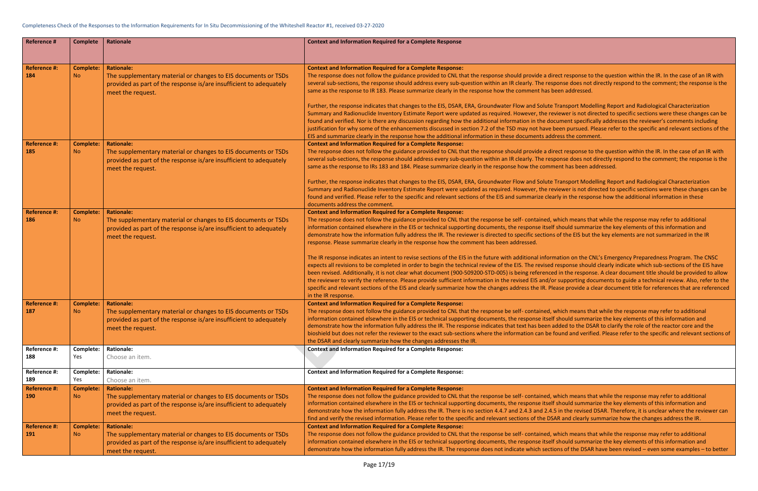| Reference # | Complete | Rationale | Context and Information Required for a Complete Response |
|---|---|---|---|
| Reference #: 184 | Complete: No | Rationale: The supplementary material or changes to EIS documents or TSDs provided as part of the response is/are insufficient to adequately meet the request. | Context and Information Required for a Complete Response: The response does not follow the guidance provided to CNL that the response should provide a direct response to the question within the IR. In the case of an IR with several sub-sections, the response should address every sub-question within an IR clearly. The response does not directly respond to the comment; the response is the same as the response to IR 183. Please summarize clearly in the response how the comment has been addressed. <br><br> Further, the response indicates that changes to the EIS, DSAR, ERA, Groundwater Flow and Solute Transport Modelling Report and Radiological Characterization Summary and Radionuclide Inventory Estimate Report were updated as required. However, the reviewer is not directed to specific sections were these changes can be found and verified. Nor is there any discussion regarding how the additional information in the document specifically addresses the reviewer's comments including justification for why some of the enhancements discussed in section 7.2 of the TSD may not have been pursued. Please refer to the specific and relevant sections of the EIS and summarize clearly in the response how the additional information in these documents address the comment. |
| Reference #: 185 | Complete: No | Rationale: The supplementary material or changes to EIS documents or TSDs provided as part of the response is/are insufficient to adequately meet the request. | Context and Information Required for a Complete Response: The response does not follow the guidance provided to CNL that the response should provide a direct response to the question within the IR. In the case of an IR with several sub-sections, the response should address every sub-question within an IR clearly. The response does not directly respond to the comment; the response is the same as the response to IRs 183 and 184. Please summarize clearly in the response how the comment has been addressed. <br><br> Further, the response indicates that changes to the EIS, DSAR, ERA, Groundwater Flow and Solute Transport Modelling Report and Radiological Characterization Summary and Radionuclide Inventory Estimate Report were updated as required. However, the reviewer is not directed to specific sections were these changes can be found and verified. Please refer to the specific and relevant sections of the EIS and summarize clearly in the response how the additional information in these documents address the comment. |
| Reference #: 186 | Complete: No | Rationale: The supplementary material or changes to EIS documents or TSDs provided as part of the response is/are insufficient to adequately meet the request. | Context and Information Required for a Complete Response: The response does not follow the guidance provided to CNL that the response be self- contained, which means that while the response may refer to additional information contained elsewhere in the EIS or technical supporting documents, the response itself should summarize the key elements of this information and demonstrate how the information fully address the IR. The reviewer is directed to specific sections of the EIS but the key elements are not summarized in the IR response. Please summarize clearly in the response how the comment has been addressed. <br><br> The IR response indicates an intent to revise sections of the EIS in the future with additional information on the CNL's Emergency Preparedness Program. The CNSC expects all revisions to be completed in order to begin the technical review of the EIS. The revised response should clearly indicate which sub-sections of the EIS have been revised. Additionally, it is not clear what document (900-509200-STD-005) is being referenced in the response. A clear document title should be provided to allow the reviewer to verify the reference. Please provide sufficient information in the revised EIS and/or supporting documents to guide a technical review. Also, refer to the specific and relevant sections of the EIS and clearly summarize how the changes address the IR. Please provide a clear document title for references that are referenced in the IR response. |
| Reference #: 187 | Complete: No | Rationale: The supplementary material or changes to EIS documents or TSDs provided as part of the response is/are insufficient to adequately meet the request. | Context and Information Required for a Complete Response: The response does not follow the guidance provided to CNL that the response be self- contained, which means that while the response may refer to additional information contained elsewhere in the EIS or technical supporting documents, the response itself should summarize the key elements of this information and demonstrate how the information fully address the IR. The response indicates that text has been added to the DSAR to clarify the role of the reactor core and the bioshield but does not refer the reviewer to the exact sub-sections where the information can be found and verified. Please refer to the specific and relevant sections of the DSAR and clearly summarize how the changes addresses the IR. |
| Reference #: 188 | Complete: Yes | Rationale: Choose an item. | Context and Information Required for a Complete Response: |
| Reference #: 189 | Complete: Yes | Rationale: Choose an item. | Context and Information Required for a Complete Response: |
| Reference #: 190 | Complete: No | Rationale: The supplementary material or changes to EIS documents or TSDs provided as part of the response is/are insufficient to adequately meet the request. | Context and Information Required for a Complete Response: The response does not follow the guidance provided to CNL that the response be self- contained, which means that while the response may refer to additional information contained elsewhere in the EIS or technical supporting documents, the response itself should summarize the key elements of this information and demonstrate how the information fully address the IR. There is no section 4.4.7 and 2.4.3 and 2.4.5 in the revised DSAR. Therefore, it is unclear where the reviewer can find and verify the revised information. Please refer to the specific and relevant sections of the DSAR and clearly summarize how the changes address the IR. |
| Reference #: 191 | Complete: No | Rationale: The supplementary material or changes to EIS documents or TSDs provided as part of the response is/are insufficient to adequately meet the request. | Context and Information Required for a Complete Response: The response does not follow the guidance provided to CNL that the response be self- contained, which means that while the response may refer to additional information contained elsewhere in the EIS or technical supporting documents, the response itself should summarize the key elements of this information and demonstrate how the information fully address the IR. The response does not indicate which sections of the DSAR have been revised – even some examples – to better |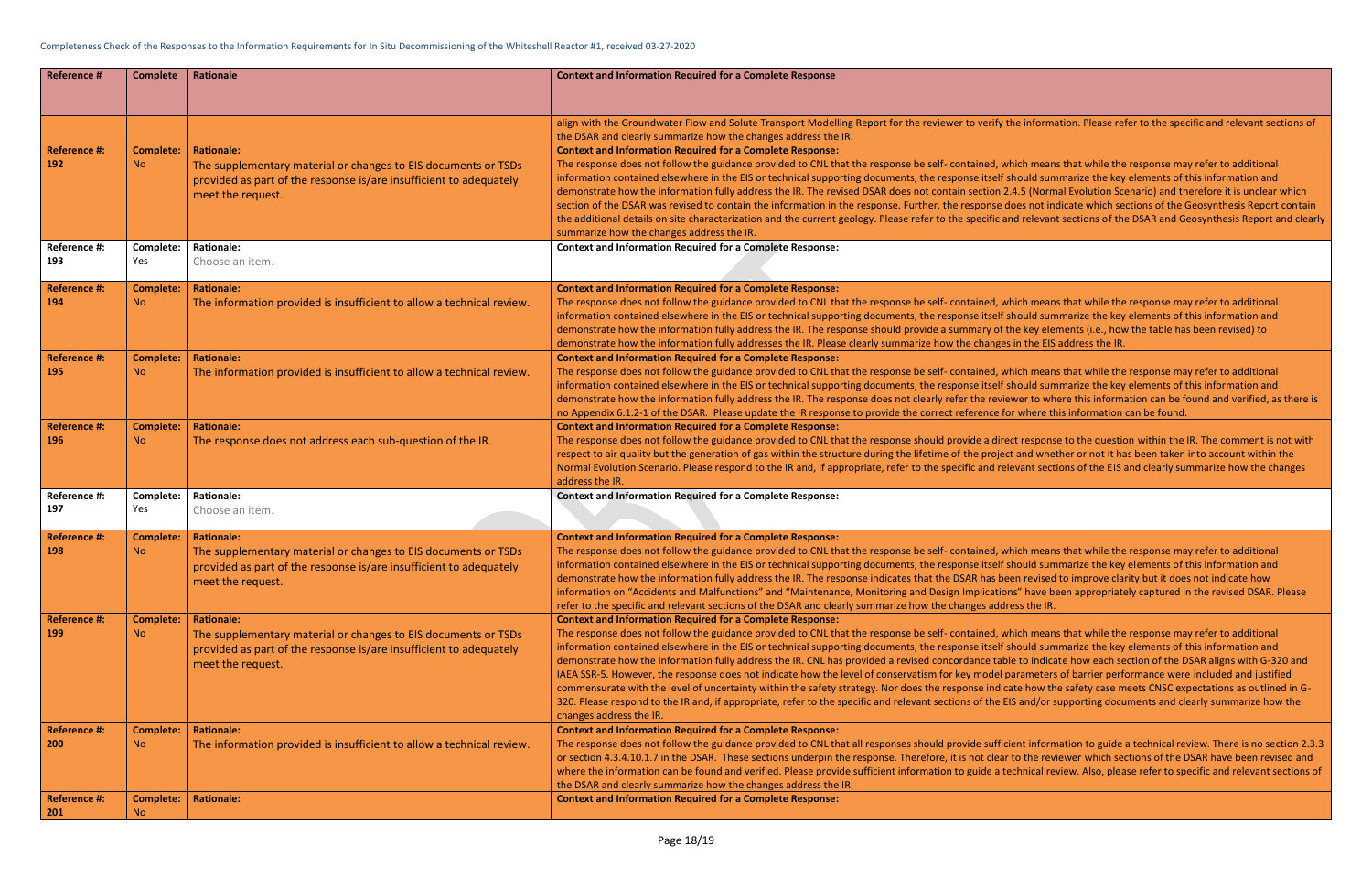| Reference # | Complete | Rationale | Context and Information Required for a Complete Response |
|---|---|---|---|
| | | | align with the Groundwater Flow and Solute Transport Modelling Report for the reviewer to verify the information. Please refer to the specific and relevant sections of the DSAR and clearly summarize how the changes address the IR. |
| **Reference #: 192** | **Complete:** No | **Rationale:** The supplementary material or changes to EIS documents or TSDs provided as part of the response is/are insufficient to adequately meet the request. | **Context and Information Required for a Complete Response:** The response does not follow the guidance provided to CNL that the response be self- contained, which means that while the response may refer to additional information contained elsewhere in the EIS or technical supporting documents, the response itself should summarize the key elements of this information and demonstrate how the information fully address the IR. The revised DSAR does not contain section 2.4.5 (Normal Evolution Scenario) and therefore it is unclear which section of the DSAR was revised to contain the information in the response. Further, the response does not indicate which sections of the Geosynthesis Report contain the additional details on site characterization and the current geology. Please refer to the specific and relevant sections of the DSAR and Geosynthesis Report and clearly summarize how the changes address the IR. |
| **Reference #: 193** | **Complete:** Yes | **Rationale:** Choose an item. | **Context and Information Required for a Complete Response:** |
| **Reference #: 194** | **Complete:** No | **Rationale:** The information provided is insufficient to allow a technical review. | **Context and Information Required for a Complete Response:** The response does not follow the guidance provided to CNL that the response be self- contained, which means that while the response may refer to additional information contained elsewhere in the EIS or technical supporting documents, the response itself should summarize the key elements of this information and demonstrate how the information fully address the IR. The response should provide a summary of the key elements (i.e., how the table has been revised) to demonstrate how the information fully addresses the IR. Please clearly summarize how the changes in the EIS address the IR. |
| **Reference #: 195** | **Complete:** No | **Rationale:** The information provided is insufficient to allow a technical review. | **Context and Information Required for a Complete Response:** The response does not follow the guidance provided to CNL that the response be self- contained, which means that while the response may refer to additional information contained elsewhere in the EIS or technical supporting documents, the response itself should summarize the key elements of this information and demonstrate how the information fully address the IR. The response does not clearly refer the reviewer to where this information can be found and verified, as there is no Appendix 6.1.2-1 of the DSAR. Please update the IR response to provide the correct reference for where this information can be found. |
| **Reference #: 196** | **Complete:** No | **Rationale:** The response does not address each sub-question of the IR. | **Context and Information Required for a Complete Response:** The response does not follow the guidance provided to CNL that the response should provide a direct response to the question within the IR. The comment is not with respect to air quality but the generation of gas within the structure during the lifetime of the project and whether or not it has been taken into account within the Normal Evolution Scenario. Please respond to the IR and, if appropriate, refer to the specific and relevant sections of the EIS and clearly summarize how the changes address the IR. |
| **Reference #: 197** | **Complete:** Yes | **Rationale:** Choose an item. | **Context and Information Required for a Complete Response:** |
| **Reference #: 198** | **Complete:** No | **Rationale:** The supplementary material or changes to EIS documents or TSDs provided as part of the response is/are insufficient to adequately meet the request. | **Context and Information Required for a Complete Response:** The response does not follow the guidance provided to CNL that the response be self- contained, which means that while the response may refer to additional information contained elsewhere in the EIS or technical supporting documents, the response itself should summarize the key elements of this information and demonstrate how the information fully address the IR. The response indicates that the DSAR has been revised to improve clarity but it does not indicate how information on "Accidents and Malfunctions" and "Maintenance, Monitoring and Design Implications" have been appropriately captured in the revised DSAR. Please refer to the specific and relevant sections of the DSAR and clearly summarize how the changes address the IR. |
| **Reference #: 199** | **Complete:** No | **Rationale:** The supplementary material or changes to EIS documents or TSDs provided as part of the response is/are insufficient to adequately meet the request. | **Context and Information Required for a Complete Response:** The response does not follow the guidance provided to CNL that the response be self- contained, which means that while the response may refer to additional information contained elsewhere in the EIS or technical supporting documents, the response itself should summarize the key elements of this information and demonstrate how the information fully address the IR. CNL has provided a revised concordance table to indicate how each section of the DSAR aligns with G-320 and IAEA SSR-5. However, the response does not indicate how the level of conservatism for key model parameters of barrier performance were included and justified commensurate with the level of uncertainty within the safety strategy. Nor does the response indicate how the safety case meets CNSC expectations as outlined in G-320. Please respond to the IR and, if appropriate, refer to the specific and relevant sections of the EIS and/or supporting documents and clearly summarize how the changes address the IR. |
| **Reference #: 200** | **Complete:** No | **Rationale:** The information provided is insufficient to allow a technical review. | **Context and Information Required for a Complete Response:** The response does not follow the guidance provided to CNL that all responses should provide sufficient information to guide a technical review. There is no section 2.3.3 or section 4.3.4.10.1.7 in the DSAR. These sections underpin the response. Therefore, it is not clear to the reviewer which sections of the DSAR have been revised and where the information can be found and verified. Please provide sufficient information to guide a technical review. Also, please refer to specific and relevant sections of the DSAR and clearly summarize how the changes address the IR. |
| **Reference #: 201** | **Complete:** No | **Rationale:** | **Context and Information Required for a Complete Response:** |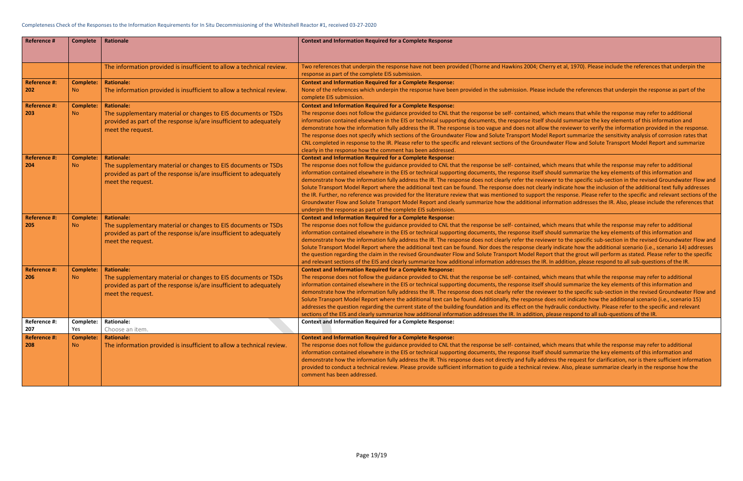| Reference # | Complete | Rationale | Context and Information Required for a Complete Response |
| --- | --- | --- | --- |
| | | The information provided is insufficient to allow a technical review. | Two references that underpin the response have not been provided (Thorne and Hawkins 2004; Cherry et al, 1970). Please include the references that underpin the response as part of the complete EIS submission. |
| **Reference #:** **202** | **Complete:** No | **Rationale:** The information provided is insufficient to allow a technical review. | **Context and Information Required for a Complete Response:** None of the references which underpin the response have been provided in the submission. Please include the references that underpin the response as part of the complete EIS submission. |
| **Reference #:** **203** | **Complete:** No | **Rationale:** The supplementary material or changes to EIS documents or TSDs provided as part of the response is/are insufficient to adequately meet the request. | **Context and Information Required for a Complete Response:** The response does not follow the guidance provided to CNL that the response be self- contained, which means that while the response may refer to additional information contained elsewhere in the EIS or technical supporting documents, the response itself should summarize the key elements of this information and demonstrate how the information fully address the IR. The response is too vague and does not allow the reviewer to verify the information provided in the response. The response does not specify which sections of the Groundwater Flow and Solute Transport Model Report summarize the sensitivity analysis of corrosion rates that CNL completed in response to the IR. Please refer to the specific and relevant sections of the Groundwater Flow and Solute Transport Model Report and summarize clearly in the response how the comment has been addressed. |
| **Reference #:** **204** | **Complete:** No | **Rationale:** The supplementary material or changes to EIS documents or TSDs provided as part of the response is/are insufficient to adequately meet the request. | **Context and Information Required for a Complete Response:** The response does not follow the guidance provided to CNL that the response be self- contained, which means that while the response may refer to additional information contained elsewhere in the EIS or technical supporting documents, the response itself should summarize the key elements of this information and demonstrate how the information fully address the IR. The response does not clearly refer the reviewer to the specific sub-section in the revised Groundwater Flow and Solute Transport Model Report where the additional text can be found. The response does not clearly indicate how the inclusion of the additional text fully addresses the IR. Further, no reference was provided for the literature review that was mentioned to support the response. Please refer to the specific and relevant sections of the Groundwater Flow and Solute Transport Model Report and clearly summarize how the additional information addresses the IR. Also, please include the references that underpin the response as part of the complete EIS submission. |
| **Reference #:** **205** | **Complete:** No | **Rationale:** The supplementary material or changes to EIS documents or TSDs provided as part of the response is/are insufficient to adequately meet the request. | **Context and Information Required for a Complete Response:** The response does not follow the guidance provided to CNL that the response be self- contained, which means that while the response may refer to additional information contained elsewhere in the EIS or technical supporting documents, the response itself should summarize the key elements of this information and demonstrate how the information fully address the IR. The response does not clearly refer the reviewer to the specific sub-section in the revised Groundwater Flow and Solute Transport Model Report where the additional text can be found. Nor does the response clearly indicate how the additional scenario (i.e., scenario 14) addresses the question regarding the claim in the revised Groundwater Flow and Solute Transport Model Report that the grout will perform as stated. Please refer to the specific and relevant sections of the EIS and clearly summarize how additional information addresses the IR. In addition, please respond to all sub-questions of the IR. |
| **Reference #:** **206** | **Complete:** No | **Rationale:** The supplementary material or changes to EIS documents or TSDs provided as part of the response is/are insufficient to adequately meet the request. | **Context and Information Required for a Complete Response:** The response does not follow the guidance provided to CNL that the response be self- contained, which means that while the response may refer to additional information contained elsewhere in the EIS or technical supporting documents, the response itself should summarize the key elements of this information and demonstrate how the information fully address the IR. The response does not clearly refer the reviewer to the specific sub-section in the revised Groundwater Flow and Solute Transport Model Report where the additional text can be found. Additionally, the response does not indicate how the additional scenario (i.e., scenario 15) addresses the question regarding the current state of the building foundation and its effect on the hydraulic conductivity. Please refer to the specific and relevant sections of the EIS and clearly summarize how additional information addresses the IR. In addition, please respond to all sub-questions of the IR. |
| **Reference #:** **207** | **Complete:** Yes | **Rationale:** Choose an item. | **Context and Information Required for a Complete Response:** |
| **Reference #:** **208** | **Complete:** No | **Rationale:** The information provided is insufficient to allow a technical review. | **Context and Information Required for a Complete Response:** The response does not follow the guidance provided to CNL that the response be self- contained, which means that while the response may refer to additional information contained elsewhere in the EIS or technical supporting documents, the response itself should summarize the key elements of this information and demonstrate how the information fully address the IR. This response does not directly and fully address the request for clarification, nor is there sufficient information provided to conduct a technical review. Please provide sufficient information to guide a technical review. Also, please summarize clearly in the response how the comment has been addressed. |